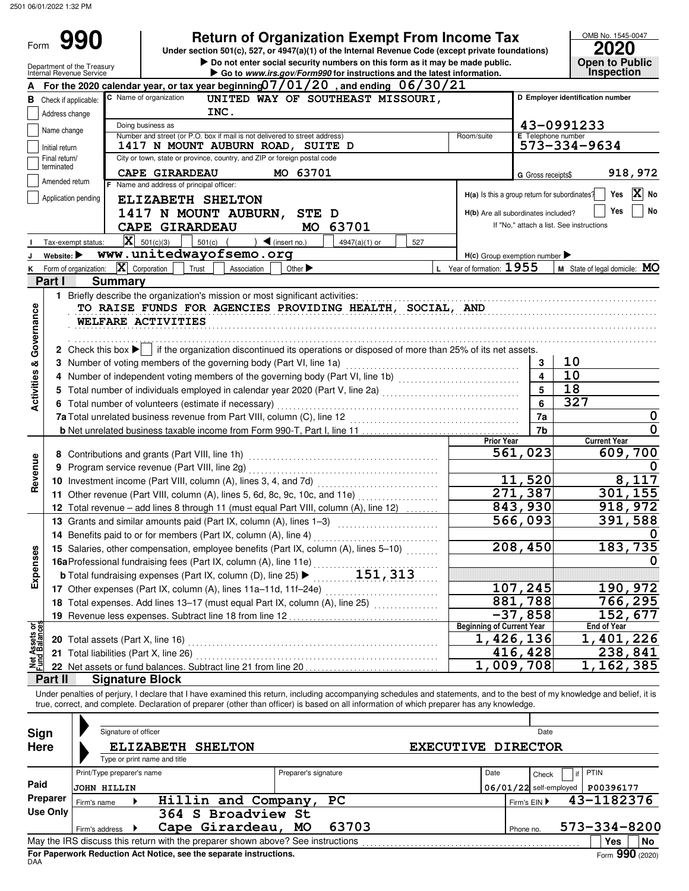2501 06/01/2022 1:32 PM

# Form 990

## Return of Organization Exempt From Income Tax

Under section 501(c), 527, or 4947(a)(1) of the Internal Revenue Code (except private foundations)

▶ Do not enter social security numbers on this form as it may be made public.

▶ Go to www.irs.gov/Form990 for instructions and the latest information.

OMB No. 1545-0047

**2020**

**Open to Public Inspection**

Department of the Treasury
Internal Revenue Service

**A** For the 2020 calendar year, or tax year beginning 07/01/20 , and ending 06/30/21

**B** Check if applicable:
- [ ] Address change
- [ ] Name change
- [ ] Initial return
- [ ] Final return/terminated
- [ ] Amended return
- [ ] Application pending

**C** Name of organization: UNITED WAY OF SOUTHEAST MISSOURI, INC.

Doing business as

Number and street (or P.O. box if mail is not delivered to street address): 1417 N MOUNT AUBURN ROAD, SUITE D    Room/suite

City or town, state or province, country, and ZIP or foreign postal code: CAPE GIRARDEAU MO 63701

**D** Employer identification number: 43-0991233

**E** Telephone number: 573-334-9634

**G** Gross receipts$ 918,972

**F** Name and address of principal officer:
ELIZABETH SHELTON
1417 N MOUNT AUBURN, STE D
CAPE GIRARDEAU MO 63701

**H(a)** Is this a group return for subordinates? [ ] Yes [X] No

**H(b)** Are all subordinates included? [ ] Yes [ ] No
If "No," attach a list. See instructions

**I** Tax-exempt status: [X] 501(c)(3) [ ] 501(c) ( ) ◀ (insert no.) [ ] 4947(a)(1) or [ ] 527

**J** Website: ▶ www.unitedwayofsemo.org

**H(c)** Group exemption number ▶

**K** Form of organization: [X] Corporation [ ] Trust [ ] Association [ ] Other ▶

**L** Year of formation: 1955

**M** State of legal domicile: MO

## Part I Summary

### Activities & Governance

1 Briefly describe the organization's mission or most significant activities:
TO RAISE FUNDS FOR AGENCIES PROVIDING HEALTH, SOCIAL, AND WELFARE ACTIVITIES

2 Check this box ▶ [ ] if the organization discontinued its operations or disposed of more than 25% of its net assets.

| | | | |
|---|---|---|---|
| 3 | Number of voting members of the governing body (Part VI, line 1a) | 3 | 10 |
| 4 | Number of independent voting members of the governing body (Part VI, line 1b) | 4 | 10 |
| 5 | Total number of individuals employed in calendar year 2020 (Part V, line 2a) | 5 | 18 |
| 6 | Total number of volunteers (estimate if necessary) | 6 | 327 |
| 7a | Total unrelated business revenue from Part VIII, column (C), line 12 | 7a | 0 |
| b | Net unrelated business taxable income from Form 990-T, Part I, line 11 | 7b | 0 |

### Revenue

| | | Prior Year | Current Year |
|---|---|---|---|
| 8 | Contributions and grants (Part VIII, line 1h) | 561,023 | 609,700 |
| 9 | Program service revenue (Part VIII, line 2g) | | 0 |
| 10 | Investment income (Part VIII, column (A), lines 3, 4, and 7d) | 11,520 | 8,117 |
| 11 | Other revenue (Part VIII, column (A), lines 5, 6d, 8c, 9c, 10c, and 11e) | 271,387 | 301,155 |
| 12 | Total revenue – add lines 8 through 11 (must equal Part VIII, column (A), line 12) | 843,930 | 918,972 |

### Expenses

| | | Prior Year | Current Year |
|---|---|---|---|
| 13 | Grants and similar amounts paid (Part IX, column (A), lines 1–3) | 566,093 | 391,588 |
| 14 | Benefits paid to or for members (Part IX, column (A), line 4) | | 0 |
| 15 | Salaries, other compensation, employee benefits (Part IX, column (A), lines 5–10) | 208,450 | 183,735 |
| 16a | Professional fundraising fees (Part IX, column (A), line 11e) | | 0 |
| b | Total fundraising expenses (Part IX, column (D), line 25) ▶ 151,313 | | |
| 17 | Other expenses (Part IX, column (A), lines 11a–11d, 11f–24e) | 107,245 | 190,972 |
| 18 | Total expenses. Add lines 13–17 (must equal Part IX, column (A), line 25) | 881,788 | 766,295 |
| 19 | Revenue less expenses. Subtract line 18 from line 12 | -37,858 | 152,677 |

### Net Assets or Fund Balances

| | | Beginning of Current Year | End of Year |
|---|---|---|---|
| 20 | Total assets (Part X, line 16) | 1,426,136 | 1,401,226 |
| 21 | Total liabilities (Part X, line 26) | 416,428 | 238,841 |
| 22 | Net assets or fund balances. Subtract line 21 from line 20 | 1,009,708 | 1,162,385 |

## Part II Signature Block

Under penalties of perjury, I declare that I have examined this return, including accompanying schedules and statements, and to the best of my knowledge and belief, it is true, correct, and complete. Declaration of preparer (other than officer) is based on all information of which preparer has any knowledge.

**Sign Here**

Signature of officer    Date

ELIZABETH SHELTON    EXECUTIVE DIRECTOR
Type or print name and title

**Paid Preparer Use Only**

| Print/Type preparer's name | Preparer's signature | Date | Check [ ] if self-employed | PTIN |
|---|---|---|---|---|
| JOHN HILLIN | | 06/01/22 | | P00396177 |

Firm's name ▶ Hillin and Company, PC    Firm's EIN ▶ 43-1182376

Firm's address ▶ 364 S Broadview St, Cape Girardeau, MO 63703    Phone no. 573-334-8200

May the IRS discuss this return with the preparer shown above? See instructions [ ] Yes [ ] No

**For Paperwork Reduction Act Notice, see the separate instructions.**

DAA    Form **990** (2020)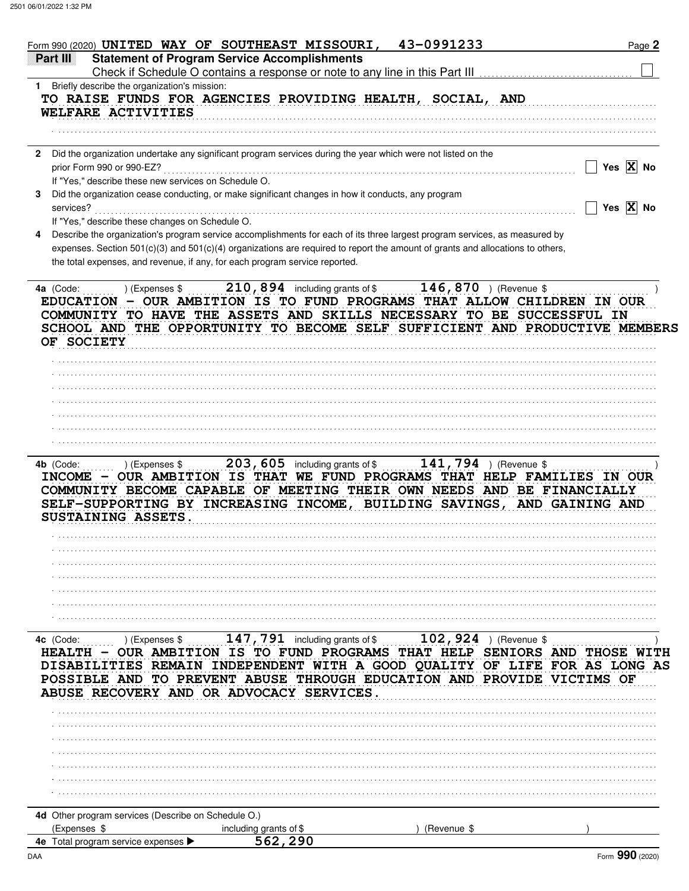Form 990 (2020) UNITED WAY OF SOUTHEAST MISSOURI, 43-0991233

## Part III Statement of Program Service Accomplishments

Check if Schedule O contains a response or note to any line in this Part III ☐

**1** Briefly describe the organization's mission:

TO RAISE FUNDS FOR AGENCIES PROVIDING HEALTH, SOCIAL, AND WELFARE ACTIVITIES

**2** Did the organization undertake any significant program services during the year which were not listed on the prior Form 990 or 990-EZ? ☐ Yes ☒ No

If "Yes," describe these new services on Schedule O.

**3** Did the organization cease conducting, or make significant changes in how it conducts, any program services? ☐ Yes ☒ No

If "Yes," describe these changes on Schedule O.

**4** Describe the organization's program service accomplishments for each of its three largest program services, as measured by expenses. Section 501(c)(3) and 501(c)(4) organizations are required to report the amount of grants and allocations to others, the total expenses, and revenue, if any, for each program service reported.

**4a** (Code: ) (Expenses $ 210,894 including grants of $ 146,870 ) (Revenue $ )

EDUCATION - OUR AMBITION IS TO FUND PROGRAMS THAT ALLOW CHILDREN IN OUR COMMUNITY TO HAVE THE ASSETS AND SKILLS NECESSARY TO BE SUCCESSFUL IN SCHOOL AND THE OPPORTUNITY TO BECOME SELF SUFFICIENT AND PRODUCTIVE MEMBERS OF SOCIETY

**4b** (Code: ) (Expenses $ 203,605 including grants of $ 141,794 ) (Revenue $ )

INCOME - OUR AMBITION IS THAT WE FUND PROGRAMS THAT HELP FAMILIES IN OUR COMMUNITY BECOME CAPABLE OF MEETING THEIR OWN NEEDS AND BE FINANCIALLY SELF-SUPPORTING BY INCREASING INCOME, BUILDING SAVINGS, AND GAINING AND SUSTAINING ASSETS.

**4c** (Code: ) (Expenses $ 147,791 including grants of $ 102,924 ) (Revenue $ )

HEALTH - OUR AMBITION IS TO FUND PROGRAMS THAT HELP SENIORS AND THOSE WITH DISABILITIES REMAIN INDEPENDENT WITH A GOOD QUALITY OF LIFE FOR AS LONG AS POSSIBLE AND TO PREVENT ABUSE THROUGH EDUCATION AND PROVIDE VICTIMS OF ABUSE RECOVERY AND OR ADVOCACY SERVICES.

**4d** Other program services (Describe on Schedule O.)

(Expenses $ including grants of $ ) (Revenue $ )

**4e** Total program service expenses ▶ 562,290

Form **990** (2020)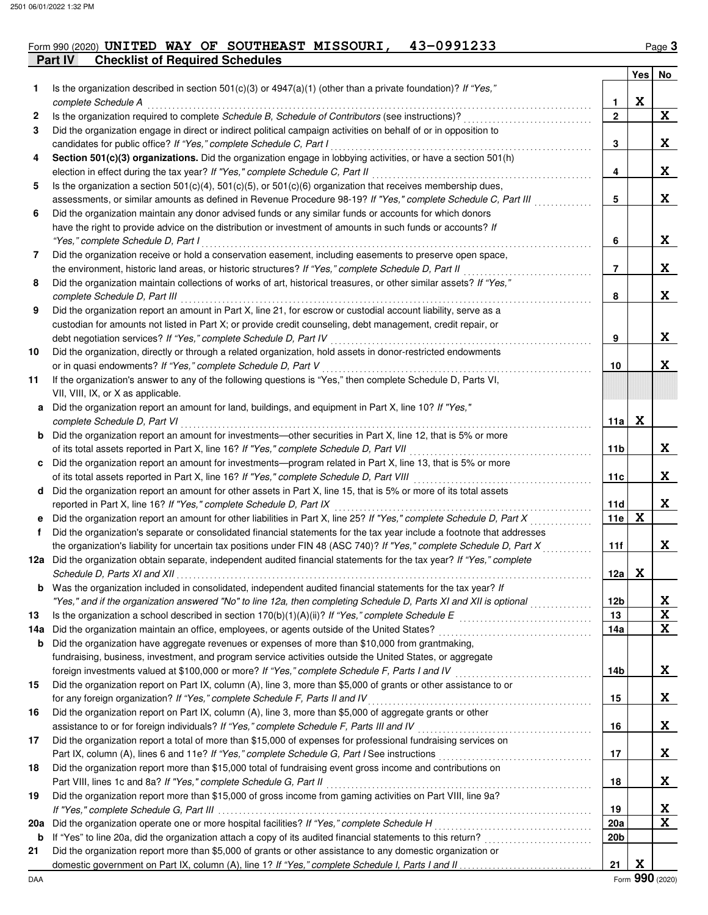Form 990 (2020) **UNITED WAY OF SOUTHEAST MISSOURI, 43-0991233** Page 3

## Part IV — Checklist of Required Schedules

| | | | Yes | No |
|---|---|---|---|---|
| 1 | Is the organization described in section 501(c)(3) or 4947(a)(1) (other than a private foundation)? *If "Yes," complete Schedule A* | 1 | X | |
| 2 | Is the organization required to complete *Schedule B, Schedule of Contributors* (see instructions)? | 2 | | X |
| 3 | Did the organization engage in direct or indirect political campaign activities on behalf of or in opposition to candidates for public office? *If "Yes," complete Schedule C, Part I* | 3 | | X |
| 4 | **Section 501(c)(3) organizations.** Did the organization engage in lobbying activities, or have a section 501(h) election in effect during the tax year? *If "Yes," complete Schedule C, Part II* | 4 | | X |
| 5 | Is the organization a section 501(c)(4), 501(c)(5), or 501(c)(6) organization that receives membership dues, assessments, or similar amounts as defined in Revenue Procedure 98-19? *If "Yes," complete Schedule C, Part III* | 5 | | X |
| 6 | Did the organization maintain any donor advised funds or any similar funds or accounts for which donors have the right to provide advice on the distribution or investment of amounts in such funds or accounts? *If "Yes," complete Schedule D, Part I* | 6 | | X |
| 7 | Did the organization receive or hold a conservation easement, including easements to preserve open space, the environment, historic land areas, or historic structures? *If "Yes," complete Schedule D, Part II* | 7 | | X |
| 8 | Did the organization maintain collections of works of art, historical treasures, or other similar assets? *If "Yes," complete Schedule D, Part III* | 8 | | X |
| 9 | Did the organization report an amount in Part X, line 21, for escrow or custodial account liability, serve as a custodian for amounts not listed in Part X; or provide credit counseling, debt management, credit repair, or debt negotiation services? *If "Yes," complete Schedule D, Part IV* | 9 | | X |
| 10 | Did the organization, directly or through a related organization, hold assets in donor-restricted endowments or in quasi endowments? *If "Yes," complete Schedule D, Part V* | 10 | | X |
| 11 | If the organization's answer to any of the following questions is "Yes," then complete Schedule D, Parts VI, VII, VIII, IX, or X as applicable. | | | |
| a | Did the organization report an amount for land, buildings, and equipment in Part X, line 10? *If "Yes," complete Schedule D, Part VI* | 11a | X | |
| b | Did the organization report an amount for investments—other securities in Part X, line 12, that is 5% or more of its total assets reported in Part X, line 16? *If "Yes," complete Schedule D, Part VII* | 11b | | X |
| c | Did the organization report an amount for investments—program related in Part X, line 13, that is 5% or more of its total assets reported in Part X, line 16? *If "Yes," complete Schedule D, Part VIII* | 11c | | X |
| d | Did the organization report an amount for other assets in Part X, line 15, that is 5% or more of its total assets reported in Part X, line 16? *If "Yes," complete Schedule D, Part IX* | 11d | | X |
| e | Did the organization report an amount for other liabilities in Part X, line 25? *If "Yes," complete Schedule D, Part X* | 11e | X | |
| f | Did the organization's separate or consolidated financial statements for the tax year include a footnote that addresses the organization's liability for uncertain tax positions under FIN 48 (ASC 740)? *If "Yes," complete Schedule D, Part X* | 11f | | X |
| 12a | Did the organization obtain separate, independent audited financial statements for the tax year? *If "Yes," complete Schedule D, Parts XI and XII* | 12a | X | |
| b | Was the organization included in consolidated, independent audited financial statements for the tax year? *If "Yes," and if the organization answered "No" to line 12a, then completing Schedule D, Parts XI and XII is optional* | 12b | | X |
| 13 | Is the organization a school described in section 170(b)(1)(A)(ii)? *If "Yes," complete Schedule E* | 13 | | X |
| 14a | Did the organization maintain an office, employees, or agents outside of the United States? | 14a | | X |
| b | Did the organization have aggregate revenues or expenses of more than $10,000 from grantmaking, fundraising, business, investment, and program service activities outside the United States, or aggregate foreign investments valued at $100,000 or more? *If "Yes," complete Schedule F, Parts I and IV* | 14b | | X |
| 15 | Did the organization report on Part IX, column (A), line 3, more than $5,000 of grants or other assistance to or for any foreign organization? *If "Yes," complete Schedule F, Parts II and IV* | 15 | | X |
| 16 | Did the organization report on Part IX, column (A), line 3, more than $5,000 of aggregate grants or other assistance to or for foreign individuals? *If "Yes," complete Schedule F, Parts III and IV* | 16 | | X |
| 17 | Did the organization report a total of more than $15,000 of expenses for professional fundraising services on Part IX, column (A), lines 6 and 11e? *If "Yes," complete Schedule G, Part I* See instructions | 17 | | X |
| 18 | Did the organization report more than $15,000 total of fundraising event gross income and contributions on Part VIII, lines 1c and 8a? *If "Yes," complete Schedule G, Part II* | 18 | | X |
| 19 | Did the organization report more than $15,000 of gross income from gaming activities on Part VIII, line 9a? *If "Yes," complete Schedule G, Part III* | 19 | | X |
| 20a | Did the organization operate one or more hospital facilities? *If "Yes," complete Schedule H* | 20a | | X |
| b | If "Yes" to line 20a, did the organization attach a copy of its audited financial statements to this return? | 20b | | |
| 21 | Did the organization report more than $5,000 of grants or other assistance to any domestic organization or domestic government on Part IX, column (A), line 1? *If "Yes," complete Schedule I, Parts I and II* | 21 | X | |

DAA Form **990** (2020)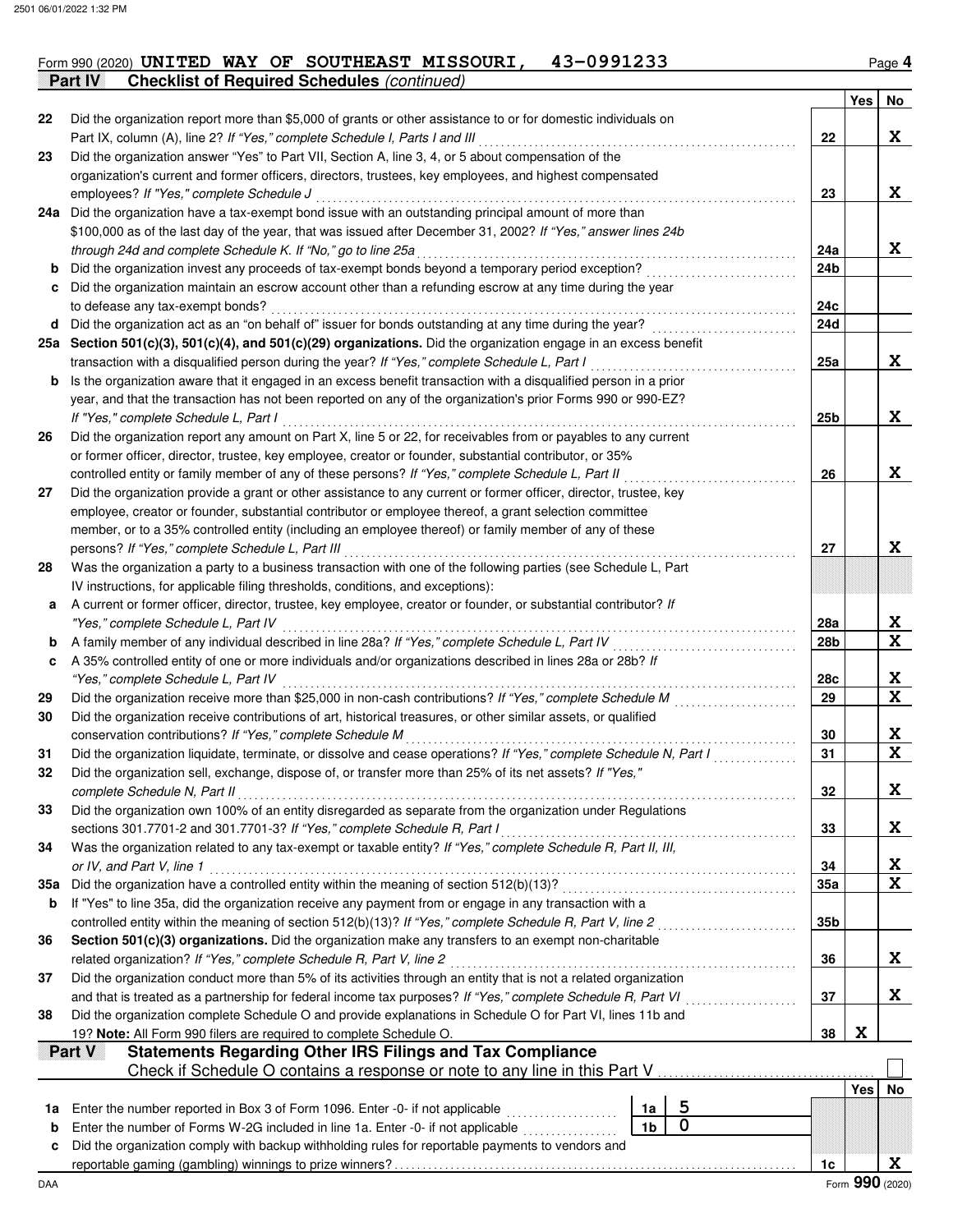Form 990 (2020) **UNITED WAY OF SOUTHEAST MISSOURI, 43-0991233**

**Part IV Checklist of Required Schedules** *(continued)*

| | | | Yes | No |
|---|---|---|---|---|
| 22 | Did the organization report more than $5,000 of grants or other assistance to or for domestic individuals on Part IX, column (A), line 2? *If "Yes," complete Schedule I, Parts I and III* | 22 | | X |
| 23 | Did the organization answer "Yes" to Part VII, Section A, line 3, 4, or 5 about compensation of the organization's current and former officers, directors, trustees, key employees, and highest compensated employees? *If "Yes," complete Schedule J* | 23 | | X |
| 24a | Did the organization have a tax-exempt bond issue with an outstanding principal amount of more than $100,000 as of the last day of the year, that was issued after December 31, 2002? *If "Yes," answer lines 24b through 24d and complete Schedule K. If "No," go to line 25a* | 24a | | X |
| b | Did the organization invest any proceeds of tax-exempt bonds beyond a temporary period exception? | 24b | | |
| c | Did the organization maintain an escrow account other than a refunding escrow at any time during the year to defease any tax-exempt bonds? | 24c | | |
| d | Did the organization act as an "on behalf of" issuer for bonds outstanding at any time during the year? | 24d | | |
| 25a | **Section 501(c)(3), 501(c)(4), and 501(c)(29) organizations.** Did the organization engage in an excess benefit transaction with a disqualified person during the year? *If "Yes," complete Schedule L, Part I* | 25a | | X |
| b | Is the organization aware that it engaged in an excess benefit transaction with a disqualified person in a prior year, and that the transaction has not been reported on any of the organization's prior Forms 990 or 990-EZ? *If "Yes," complete Schedule L, Part I* | 25b | | X |
| 26 | Did the organization report any amount on Part X, line 5 or 22, for receivables from or payables to any current or former officer, director, trustee, key employee, creator or founder, substantial contributor, or 35% controlled entity or family member of any of these persons? *If "Yes," complete Schedule L, Part II* | 26 | | X |
| 27 | Did the organization provide a grant or other assistance to any current or former officer, director, trustee, key employee, creator or founder, substantial contributor or employee thereof, a grant selection committee member, or to a 35% controlled entity (including an employee thereof) or family member of any of these persons? *If "Yes," complete Schedule L, Part III* | 27 | | X |
| 28 | Was the organization a party to a business transaction with one of the following parties (see Schedule L, Part IV instructions, for applicable filing thresholds, conditions, and exceptions): | | | |
| a | A current or former officer, director, trustee, key employee, creator or founder, or substantial contributor? *If "Yes," complete Schedule L, Part IV* | 28a | | X |
| b | A family member of any individual described in line 28a? *If "Yes," complete Schedule L, Part IV* | 28b | | X |
| c | A 35% controlled entity of one or more individuals and/or organizations described in lines 28a or 28b? *If "Yes," complete Schedule L, Part IV* | 28c | | X |
| 29 | Did the organization receive more than $25,000 in non-cash contributions? *If "Yes," complete Schedule M* | 29 | | X |
| 30 | Did the organization receive contributions of art, historical treasures, or other similar assets, or qualified conservation contributions? *If "Yes," complete Schedule M* | 30 | | X |
| 31 | Did the organization liquidate, terminate, or dissolve and cease operations? *If "Yes," complete Schedule N, Part I* | 31 | | X |
| 32 | Did the organization sell, exchange, dispose of, or transfer more than 25% of its net assets? *If "Yes," complete Schedule N, Part II* | 32 | | X |
| 33 | Did the organization own 100% of an entity disregarded as separate from the organization under Regulations sections 301.7701-2 and 301.7701-3? *If "Yes," complete Schedule R, Part I* | 33 | | X |
| 34 | Was the organization related to any tax-exempt or taxable entity? *If "Yes," complete Schedule R, Part II, III, or IV, and Part V, line 1* | 34 | | X |
| 35a | Did the organization have a controlled entity within the meaning of section 512(b)(13)? | 35a | | X |
| b | If "Yes" to line 35a, did the organization receive any payment from or engage in any transaction with a controlled entity within the meaning of section 512(b)(13)? *If "Yes," complete Schedule R, Part V, line 2* | 35b | | |
| 36 | **Section 501(c)(3) organizations.** Did the organization make any transfers to an exempt non-charitable related organization? *If "Yes," complete Schedule R, Part V, line 2* | 36 | | X |
| 37 | Did the organization conduct more than 5% of its activities through an entity that is not a related organization and that is treated as a partnership for federal income tax purposes? *If "Yes," complete Schedule R, Part VI* | 37 | | X |
| 38 | Did the organization complete Schedule O and provide explanations in Schedule O for Part VI, lines 11b and 19? **Note:** All Form 990 filers are required to complete Schedule O. | 38 | X | |

**Part V Statements Regarding Other IRS Filings and Tax Compliance**

Check if Schedule O contains a response or note to any line in this Part V ☐

| | | | | | Yes | No |
|---|---|---|---|---|---|---|
| 1a | Enter the number reported in Box 3 of Form 1096. Enter -0- if not applicable | 1a | 5 | | | |
| b | Enter the number of Forms W-2G included in line 1a. Enter -0- if not applicable | 1b | 0 | | | |
| c | Did the organization comply with backup withholding rules for reportable payments to vendors and reportable gaming (gambling) winnings to prize winners? | | | 1c | | X |

DAA Form **990** (2020)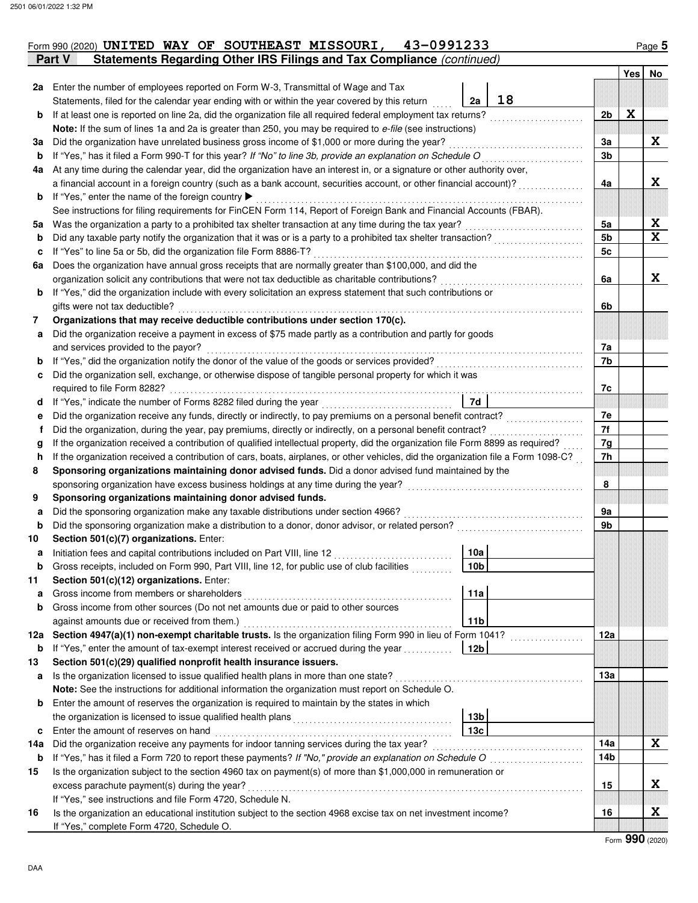Form 990 (2020) **UNITED WAY OF SOUTHEAST MISSOURI, 43-0991233** Page **5**

## Part V — Statements Regarding Other IRS Filings and Tax Compliance *(continued)*

| | | | | Line | Yes | No |
|---|---|---|---|---|---|---|
| **2a** | Enter the number of employees reported on Form W-3, Transmittal of Wage and Tax Statements, filed for the calendar year ending with or within the year covered by this return | 2a | 18 | | | |
| **b** | If at least one is reported on line 2a, did the organization file all required federal employment tax returns? | | | 2b | X | |
| | **Note:** If the sum of lines 1a and 2a is greater than 250, you may be required to *e-file* (see instructions) | | | | | |
| **3a** | Did the organization have unrelated business gross income of $1,000 or more during the year? | | | 3a | | X |
| **b** | If "Yes," has it filed a Form 990-T for this year? *If "No" to line 3b, provide an explanation on Schedule O* | | | 3b | | |
| **4a** | At any time during the calendar year, did the organization have an interest in, or a signature or other authority over, a financial account in a foreign country (such as a bank account, securities account, or other financial account)? | | | 4a | | X |
| **b** | If "Yes," enter the name of the foreign country ▶ | | | | | |
| | See instructions for filing requirements for FinCEN Form 114, Report of Foreign Bank and Financial Accounts (FBAR). | | | | | |
| **5a** | Was the organization a party to a prohibited tax shelter transaction at any time during the tax year? | | | 5a | | X |
| **b** | Did any taxable party notify the organization that it was or is a party to a prohibited tax shelter transaction? | | | 5b | | X |
| **c** | If "Yes" to line 5a or 5b, did the organization file Form 8886-T? | | | 5c | | |
| **6a** | Does the organization have annual gross receipts that are normally greater than $100,000, and did the organization solicit any contributions that were not tax deductible as charitable contributions? | | | 6a | | X |
| **b** | If "Yes," did the organization include with every solicitation an express statement that such contributions or gifts were not tax deductible? | | | 6b | | |
| **7** | **Organizations that may receive deductible contributions under section 170(c).** | | | | | |
| **a** | Did the organization receive a payment in excess of $75 made partly as a contribution and partly for goods and services provided to the payor? | | | 7a | | |
| **b** | If "Yes," did the organization notify the donor of the value of the goods or services provided? | | | 7b | | |
| **c** | Did the organization sell, exchange, or otherwise dispose of tangible personal property for which it was required to file Form 8282? | | | 7c | | |
| **d** | If "Yes," indicate the number of Forms 8282 filed during the year | 7d | | | | |
| **e** | Did the organization receive any funds, directly or indirectly, to pay premiums on a personal benefit contract? | | | 7e | | |
| **f** | Did the organization, during the year, pay premiums, directly or indirectly, on a personal benefit contract? | | | 7f | | |
| **g** | If the organization received a contribution of qualified intellectual property, did the organization file Form 8899 as required? | | | 7g | | |
| **h** | If the organization received a contribution of cars, boats, airplanes, or other vehicles, did the organization file a Form 1098-C? | | | 7h | | |
| **8** | **Sponsoring organizations maintaining donor advised funds.** Did a donor advised fund maintained by the sponsoring organization have excess business holdings at any time during the year? | | | 8 | | |
| **9** | **Sponsoring organizations maintaining donor advised funds.** | | | | | |
| **a** | Did the sponsoring organization make any taxable distributions under section 4966? | | | 9a | | |
| **b** | Did the sponsoring organization make a distribution to a donor, donor advisor, or related person? | | | 9b | | |
| **10** | **Section 501(c)(7) organizations.** Enter: | | | | | |
| **a** | Initiation fees and capital contributions included on Part VIII, line 12 | 10a | | | | |
| **b** | Gross receipts, included on Form 990, Part VIII, line 12, for public use of club facilities | 10b | | | | |
| **11** | **Section 501(c)(12) organizations.** Enter: | | | | | |
| **a** | Gross income from members or shareholders | 11a | | | | |
| **b** | Gross income from other sources (Do not net amounts due or paid to other sources against amounts due or received from them.) | 11b | | | | |
| **12a** | **Section 4947(a)(1) non-exempt charitable trusts.** Is the organization filing Form 990 in lieu of Form 1041? | | | 12a | | |
| **b** | If "Yes," enter the amount of tax-exempt interest received or accrued during the year | 12b | | | | |
| **13** | **Section 501(c)(29) qualified nonprofit health insurance issuers.** | | | | | |
| **a** | Is the organization licensed to issue qualified health plans in more than one state? | | | 13a | | |
| | **Note:** See the instructions for additional information the organization must report on Schedule O. | | | | | |
| **b** | Enter the amount of reserves the organization is required to maintain by the states in which the organization is licensed to issue qualified health plans | 13b | | | | |
| **c** | Enter the amount of reserves on hand | 13c | | | | |
| **14a** | Did the organization receive any payments for indoor tanning services during the tax year? | | | 14a | | X |
| **b** | If "Yes," has it filed a Form 720 to report these payments? *If "No," provide an explanation on Schedule O* | | | 14b | | |
| **15** | Is the organization subject to the section 4960 tax on payment(s) of more than $1,000,000 in remuneration or excess parachute payment(s) during the year? | | | 15 | | X |
| | If "Yes," see instructions and file Form 4720, Schedule N. | | | | | |
| **16** | Is the organization an educational institution subject to the section 4968 excise tax on net investment income? | | | 16 | | X |
| | If "Yes," complete Form 4720, Schedule O. | | | | | |

Form **990** (2020)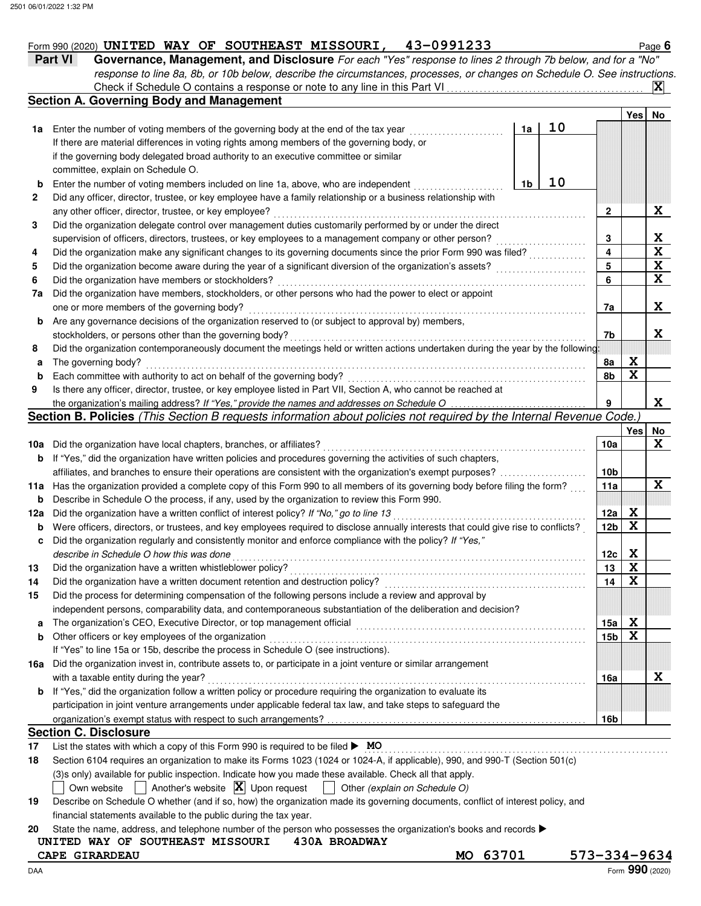Form 990 (2020) UNITED WAY OF SOUTHEAST MISSOURI, 43-0991233

## Part VI Governance, Management, and Disclosure

*For each "Yes" response to lines 2 through 7b below, and for a "No" response to line 8a, 8b, or 10b below, describe the circumstances, processes, or changes on Schedule O. See instructions.*

Check if Schedule O contains a response or note to any line in this Part VI ..... [X]

### Section A. Governing Body and Management

| | | | | Line | Yes | No |
|---|---|---|---|---|---|---|
| **1a** | Enter the number of voting members of the governing body at the end of the tax year | 1a | 10 | | | |
| | If there are material differences in voting rights among members of the governing body, or if the governing body delegated broad authority to an executive committee or similar committee, explain on Schedule O. | | | | | |
| **b** | Enter the number of voting members included on line 1a, above, who are independent | 1b | 10 | | | |
| **2** | Did any officer, director, trustee, or key employee have a family relationship or a business relationship with any other officer, director, trustee, or key employee? | | | 2 | | X |
| **3** | Did the organization delegate control over management duties customarily performed by or under the direct supervision of officers, directors, trustees, or key employees to a management company or other person? | | | 3 | | X |
| **4** | Did the organization make any significant changes to its governing documents since the prior Form 990 was filed? | | | 4 | | X |
| **5** | Did the organization become aware during the year of a significant diversion of the organization's assets? | | | 5 | | X |
| **6** | Did the organization have members or stockholders? | | | 6 | | X |
| **7a** | Did the organization have members, stockholders, or other persons who had the power to elect or appoint one or more members of the governing body? | | | 7a | | X |
| **b** | Are any governance decisions of the organization reserved to (or subject to approval by) members, stockholders, or persons other than the governing body? | | | 7b | | X |
| **8** | Did the organization contemporaneously document the meetings held or written actions undertaken during the year by the following: | | | | | |
| **a** | The governing body? | | | 8a | X | |
| **b** | Each committee with authority to act on behalf of the governing body? | | | 8b | X | |
| **9** | Is there any officer, director, trustee, or key employee listed in Part VII, Section A, who cannot be reached at the organization's mailing address? *If "Yes," provide the names and addresses on Schedule O* | | | 9 | | X |

### Section B. Policies *(This Section B requests information about policies not required by the Internal Revenue Code.)*

| | | Line | Yes | No |
|---|---|---|---|---|
| **10a** | Did the organization have local chapters, branches, or affiliates? | 10a | | X |
| **b** | If "Yes," did the organization have written policies and procedures governing the activities of such chapters, affiliates, and branches to ensure their operations are consistent with the organization's exempt purposes? | 10b | | |
| **11a** | Has the organization provided a complete copy of this Form 990 to all members of its governing body before filing the form? | 11a | | X |
| **b** | Describe in Schedule O the process, if any, used by the organization to review this Form 990. | | | |
| **12a** | Did the organization have a written conflict of interest policy? *If "No," go to line 13* | 12a | X | |
| **b** | Were officers, directors, or trustees, and key employees required to disclose annually interests that could give rise to conflicts? | 12b | X | |
| **c** | Did the organization regularly and consistently monitor and enforce compliance with the policy? *If "Yes," describe in Schedule O how this was done* | 12c | X | |
| **13** | Did the organization have a written whistleblower policy? | 13 | X | |
| **14** | Did the organization have a written document retention and destruction policy? | 14 | X | |
| **15** | Did the process for determining compensation of the following persons include a review and approval by independent persons, comparability data, and contemporaneous substantiation of the deliberation and decision? | | | |
| **a** | The organization's CEO, Executive Director, or top management official | 15a | X | |
| **b** | Other officers or key employees of the organization | 15b | X | |
| | If "Yes" to line 15a or 15b, describe the process in Schedule O (see instructions). | | | |
| **16a** | Did the organization invest in, contribute assets to, or participate in a joint venture or similar arrangement with a taxable entity during the year? | 16a | | X |
| **b** | If "Yes," did the organization follow a written policy or procedure requiring the organization to evaluate its participation in joint venture arrangements under applicable federal tax law, and take steps to safeguard the organization's exempt status with respect to such arrangements? | 16b | | |

### Section C. Disclosure

**17** List the states with which a copy of this Form 990 is required to be filed ▶ MO

**18** Section 6104 requires an organization to make its Forms 1023 (1024 or 1024-A, if applicable), 990, and 990-T (Section 501(c)(3)s only) available for public inspection. Indicate how you made these available. Check all that apply.

[ ] Own website [ ] Another's website [X] Upon request [ ] Other *(explain on Schedule O)*

**19** Describe on Schedule O whether (and if so, how) the organization made its governing documents, conflict of interest policy, and financial statements available to the public during the tax year.

**20** State the name, address, and telephone number of the person who possesses the organization's books and records ▶

UNITED WAY OF SOUTHEAST MISSOURI 430A BROADWAY
CAPE GIRARDEAU MO 63701 573-334-9634

Form **990** (2020)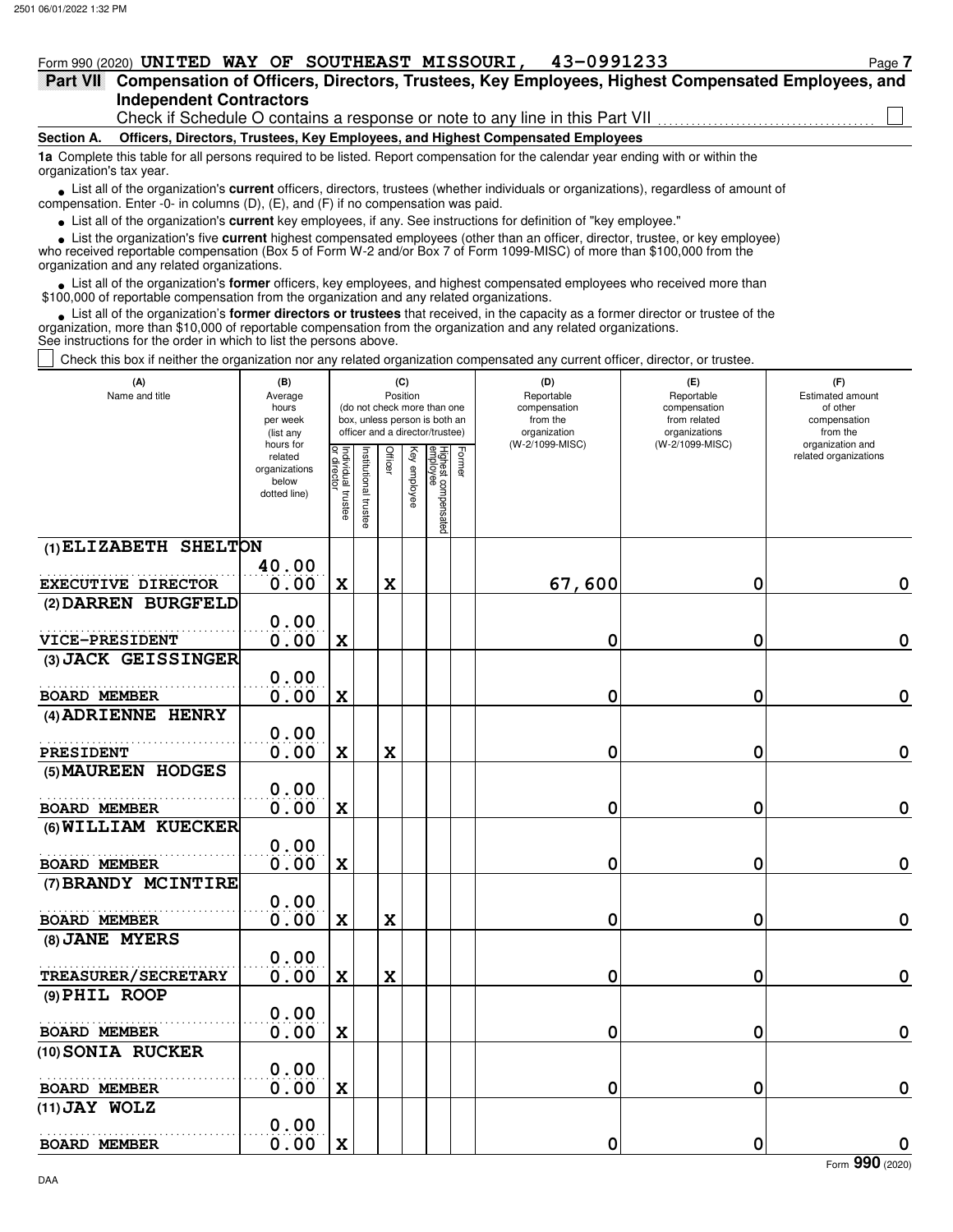Form 990 (2020) UNITED WAY OF SOUTHEAST MISSOURI, 43-0991233

## Part VII Compensation of Officers, Directors, Trustees, Key Employees, Highest Compensated Employees, and Independent Contractors

Check if Schedule O contains a response or note to any line in this Part VII ☐

### Section A. Officers, Directors, Trustees, Key Employees, and Highest Compensated Employees

**1a** Complete this table for all persons required to be listed. Report compensation for the calendar year ending with or within the organization's tax year.

- List all of the organization's **current** officers, directors, trustees (whether individuals or organizations), regardless of amount of compensation. Enter -0- in columns (D), (E), and (F) if no compensation was paid.
- List all of the organization's **current** key employees, if any. See instructions for definition of "key employee."
- List the organization's five **current** highest compensated employees (other than an officer, director, trustee, or key employee) who received reportable compensation (Box 5 of Form W-2 and/or Box 7 of Form 1099-MISC) of more than $100,000 from the organization and any related organizations.
- List all of the organization's **former** officers, key employees, and highest compensated employees who received more than $100,000 of reportable compensation from the organization and any related organizations.
- List all of the organization's **former directors or trustees** that received, in the capacity as a former director or trustee of the organization, more than $10,000 of reportable compensation from the organization and any related organizations.

See instructions for the order in which to list the persons above.

☐ Check this box if neither the organization nor any related organization compensated any current officer, director, or trustee.

| (A) Name and title | (B) Average hours per week (list any hours for related organizations below dotted line) | (C) Position: Individual trustee or director | Institutional trustee | Officer | Key employee | Highest compensated employee | Former | (D) Reportable compensation from the organization (W-2/1099-MISC) | (E) Reportable compensation from related organizations (W-2/1099-MISC) | (F) Estimated amount of other compensation from the organization and related organizations |
|---|---|---|---|---|---|---|---|---|---|---|
| (1) ELIZABETH SHELTON<br>EXECUTIVE DIRECTOR | 40.00<br>0.00 | X | | X | | | | 67,600 | 0 | 0 |
| (2) DARREN BURGFELD<br>VICE-PRESIDENT | 0.00<br>0.00 | X | | | | | | 0 | 0 | 0 |
| (3) JACK GEISSINGER<br>BOARD MEMBER | 0.00<br>0.00 | X | | | | | | 0 | 0 | 0 |
| (4) ADRIENNE HENRY<br>PRESIDENT | 0.00<br>0.00 | X | | X | | | | 0 | 0 | 0 |
| (5) MAUREEN HODGES<br>BOARD MEMBER | 0.00<br>0.00 | X | | | | | | 0 | 0 | 0 |
| (6) WILLIAM KUECKER<br>BOARD MEMBER | 0.00<br>0.00 | X | | | | | | 0 | 0 | 0 |
| (7) BRANDY MCINTIRE<br>BOARD MEMBER | 0.00<br>0.00 | X | | X | | | | 0 | 0 | 0 |
| (8) JANE MYERS<br>TREASURER/SECRETARY | 0.00<br>0.00 | X | | X | | | | 0 | 0 | 0 |
| (9) PHIL ROOP<br>BOARD MEMBER | 0.00<br>0.00 | X | | | | | | 0 | 0 | 0 |
| (10) SONIA RUCKER<br>BOARD MEMBER | 0.00<br>0.00 | X | | | | | | 0 | 0 | 0 |
| (11) JAY WOLZ<br>BOARD MEMBER | 0.00<br>0.00 | X | | | | | | 0 | 0 | 0 |

Form 990 (2020)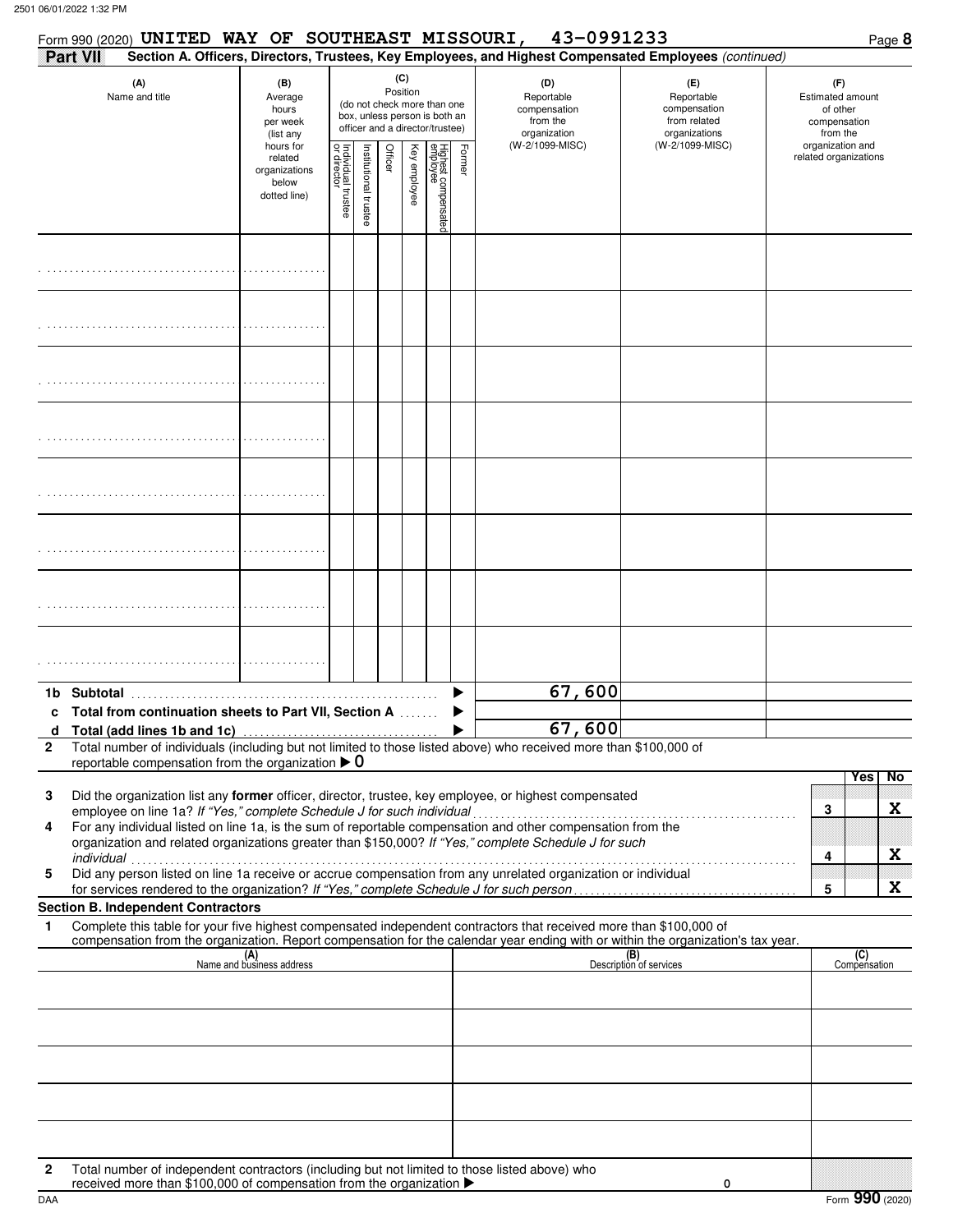Form 990 (2020) **UNITED WAY OF SOUTHEAST MISSOURI, 43-0991233** Page **8**

**Part VII** **Section A. Officers, Directors, Trustees, Key Employees, and Highest Compensated Employees** *(continued)*

| (A) Name and title | (B) Average hours per week (list any hours for related organizations below dotted line) | (C) Position (do not check more than one box, unless person is both an officer and a director/trustee) | | | | | | (D) Reportable compensation from the organization (W-2/1099-MISC) | (E) Reportable compensation from related organizations (W-2/1099-MISC) | (F) Estimated amount of other compensation from the organization and related organizations |
|---|---|---|---|---|---|---|---|---|---|---|
| | | Individual trustee or director | Institutional trustee | Officer | Key employee | Highest compensated employee | Former | | | |
| | | | | | | | | | | |
| | | | | | | | | | | |
| | | | | | | | | | | |
| | | | | | | | | | | |
| | | | | | | | | | | |
| | | | | | | | | | | |
| | | | | | | | | | | |
| | | | | | | | | | | |
| **1b Subtotal** | | | | | | | | 67,600 | | |
| **c Total from continuation sheets to Part VII, Section A** | | | | | | | | | | |
| **d Total (add lines 1b and 1c)** | | | | | | | | 67,600 | | |

**2** Total number of individuals (including but not limited to those listed above) who received more than $100,000 of reportable compensation from the organization ▶ 0

| | | Yes | No |
|---|---|---|---|
| **3** Did the organization list any **former** officer, director, trustee, key employee, or highest compensated employee on line 1a? *If "Yes," complete Schedule J for such individual* | 3 | | X |
| **4** For any individual listed on line 1a, is the sum of reportable compensation and other compensation from the organization and related organizations greater than $150,000? *If "Yes," complete Schedule J for such individual* | 4 | | X |
| **5** Did any person listed on line 1a receive or accrue compensation from any unrelated organization or individual for services rendered to the organization? *If "Yes," complete Schedule J for such person* | 5 | | X |

**Section B. Independent Contractors**

**1** Complete this table for your five highest compensated independent contractors that received more than $100,000 of compensation from the organization. Report compensation for the calendar year ending with or within the organization's tax year.

| (A) Name and business address | (B) Description of services | (C) Compensation |
|---|---|---|
| | | |
| | | |
| | | |
| | | |
| | | |

**2** Total number of independent contractors (including but not limited to those listed above) who received more than $100,000 of compensation from the organization ▶ 0

DAA Form **990** (2020)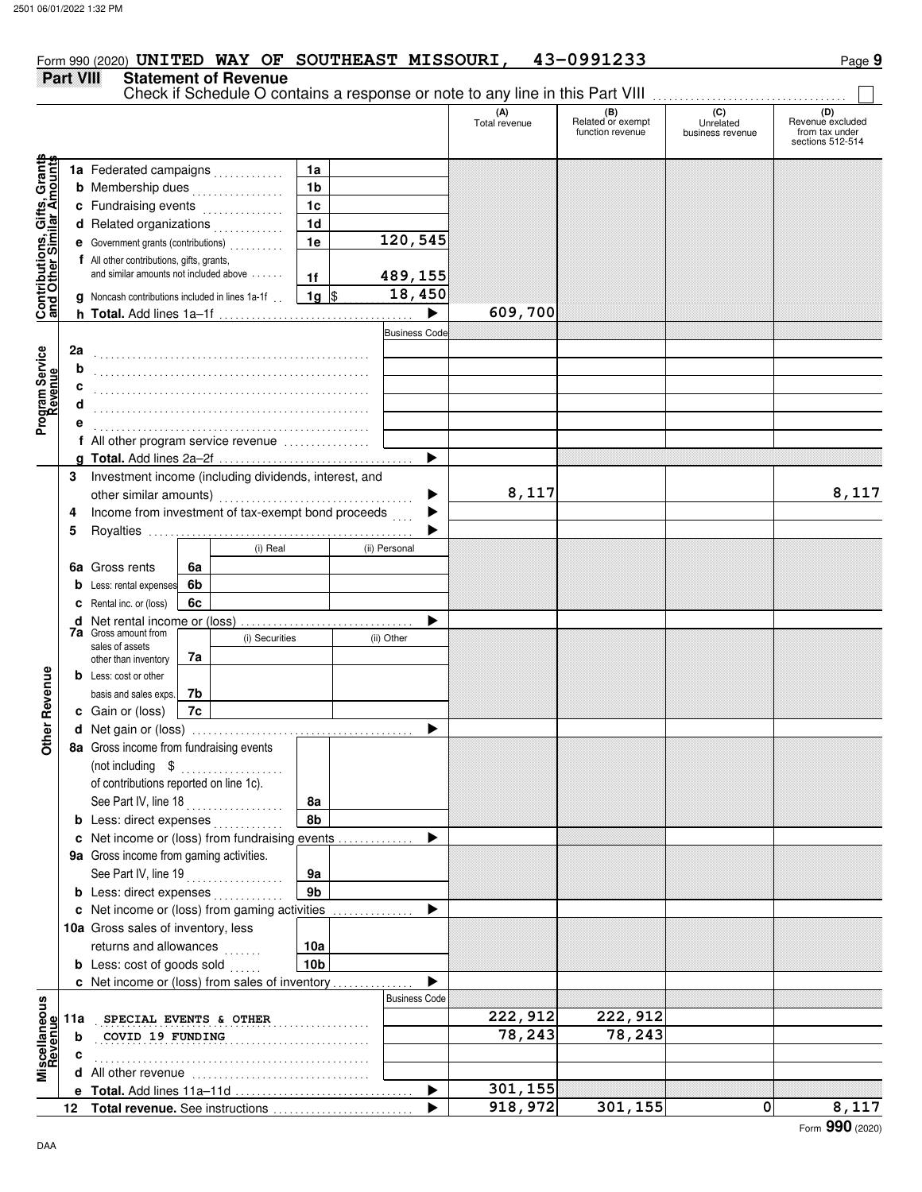Form 990 (2020) **UNITED WAY OF SOUTHEAST MISSOURI, 43-0991233**

## Part VIII Statement of Revenue

Check if Schedule O contains a response or note to any line in this Part VIII ☐

| | | | | (A) Total revenue | (B) Related or exempt function revenue | (C) Unrelated business revenue | (D) Revenue excluded from tax under sections 512-514 |
|---|---|---|---|---|---|---|---|
| **Contributions, Gifts, Grants and Other Similar Amounts** | 1a Federated campaigns | 1a | | | | | |
| | b Membership dues | 1b | | | | | |
| | c Fundraising events | 1c | | | | | |
| | d Related organizations | 1d | | | | | |
| | e Government grants (contributions) | 1e | 120,545 | | | | |
| | f All other contributions, gifts, grants, and similar amounts not included above | 1f | 489,155 | | | | |
| | g Noncash contributions included in lines 1a-1f | 1g | $ 18,450 | | | | |
| | h **Total.** Add lines 1a–1f | | | 609,700 | | | |
| **Program Service Revenue** | | | Business Code | | | | |
| | 2a | | | | | | |
| | b | | | | | | |
| | c | | | | | | |
| | d | | | | | | |
| | e | | | | | | |
| | f All other program service revenue | | | | | | |
| | g **Total.** Add lines 2a–2f | | | | | | |
| **Other Revenue** | 3 Investment income (including dividends, interest, and other similar amounts) | | | 8,117 | | | 8,117 |
| | 4 Income from investment of tax-exempt bond proceeds | | | | | | |
| | 5 Royalties | | | | | | |
| | | | (i) Real / (ii) Personal | | | | |
| | 6a Gross rents | 6a | | | | | |
| | b Less: rental expenses | 6b | | | | | |
| | c Rental inc. or (loss) | 6c | | | | | |
| | d Net rental income or (loss) | | | | | | |
| | | | (i) Securities / (ii) Other | | | | |
| | 7a Gross amount from sales of assets other than inventory | 7a | | | | | |
| | b Less: cost or other basis and sales exps. | 7b | | | | | |
| | c Gain or (loss) | 7c | | | | | |
| | d Net gain or (loss) | | | | | | |
| | 8a Gross income from fundraising events (not including $ of contributions reported on line 1c). See Part IV, line 18 | 8a | | | | | |
| | b Less: direct expenses | 8b | | | | | |
| | c Net income or (loss) from fundraising events | | | | | | |
| | 9a Gross income from gaming activities. See Part IV, line 19 | 9a | | | | | |
| | b Less: direct expenses | 9b | | | | | |
| | c Net income or (loss) from gaming activities | | | | | | |
| | 10a Gross sales of inventory, less returns and allowances | 10a | | | | | |
| | b Less: cost of goods sold | 10b | | | | | |
| | c Net income or (loss) from sales of inventory | | | | | | |
| **Miscellaneous Revenue** | | | Business Code | | | | |
| | 11a SPECIAL EVENTS & OTHER | | | 222,912 | 222,912 | | |
| | b COVID 19 FUNDING | | | 78,243 | 78,243 | | |
| | c | | | | | | |
| | d All other revenue | | | | | | |
| | e **Total.** Add lines 11a–11d | | | 301,155 | | | |
| | 12 **Total revenue.** See instructions | | | 918,972 | 301,155 | 0 | 8,117 |

Form **990** (2020)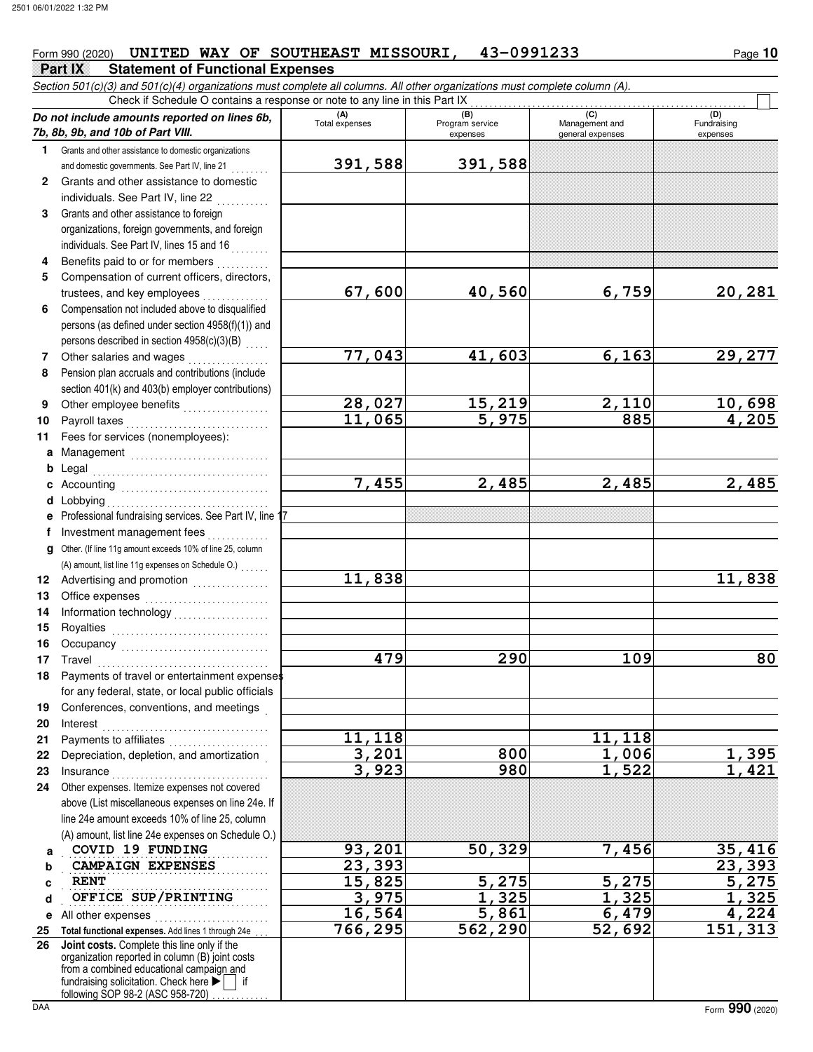Form 990 (2020) **UNITED WAY OF SOUTHEAST MISSOURI, 43-0991233** Page **10**

## Part IX Statement of Functional Expenses

*Section 501(c)(3) and 501(c)(4) organizations must complete all columns. All other organizations must complete column (A).*

Check if Schedule O contains a response or note to any line in this Part IX ☐

| *Do not include amounts reported on lines 6b, 7b, 8b, 9b, and 10b of Part VIII.* | (A) Total expenses | (B) Program service expenses | (C) Management and general expenses | (D) Fundraising expenses |
|---|---|---|---|---|
| **1** Grants and other assistance to domestic organizations and domestic governments. See Part IV, line 21 | 391,588 | 391,588 | | |
| **2** Grants and other assistance to domestic individuals. See Part IV, line 22 | | | | |
| **3** Grants and other assistance to foreign organizations, foreign governments, and foreign individuals. See Part IV, lines 15 and 16 | | | | |
| **4** Benefits paid to or for members | | | | |
| **5** Compensation of current officers, directors, trustees, and key employees | 67,600 | 40,560 | 6,759 | 20,281 |
| **6** Compensation not included above to disqualified persons (as defined under section 4958(f)(1)) and persons described in section 4958(c)(3)(B) | | | | |
| **7** Other salaries and wages | 77,043 | 41,603 | 6,163 | 29,277 |
| **8** Pension plan accruals and contributions (include section 401(k) and 403(b) employer contributions) | | | | |
| **9** Other employee benefits | 28,027 | 15,219 | 2,110 | 10,698 |
| **10** Payroll taxes | 11,065 | 5,975 | 885 | 4,205 |
| **11** Fees for services (nonemployees): | | | | |
| **a** Management | | | | |
| **b** Legal | | | | |
| **c** Accounting | 7,455 | 2,485 | 2,485 | 2,485 |
| **d** Lobbying | | | | |
| **e** Professional fundraising services. See Part IV, line 17 | | | | |
| **f** Investment management fees | | | | |
| **g** Other. (If line 11g amount exceeds 10% of line 25, column (A) amount, list line 11g expenses on Schedule O.) | | | | |
| **12** Advertising and promotion | 11,838 | | | 11,838 |
| **13** Office expenses | | | | |
| **14** Information technology | | | | |
| **15** Royalties | | | | |
| **16** Occupancy | | | | |
| **17** Travel | 479 | 290 | 109 | 80 |
| **18** Payments of travel or entertainment expenses for any federal, state, or local public officials | | | | |
| **19** Conferences, conventions, and meetings | | | | |
| **20** Interest | | | | |
| **21** Payments to affiliates | 11,118 | | 11,118 | |
| **22** Depreciation, depletion, and amortization | 3,201 | 800 | 1,006 | 1,395 |
| **23** Insurance | 3,923 | 980 | 1,522 | 1,421 |
| **24** Other expenses. Itemize expenses not covered above (List miscellaneous expenses on line 24e. If line 24e amount exceeds 10% of line 25, column (A) amount, list line 24e expenses on Schedule O.) | | | | |
| **a** COVID 19 FUNDING | 93,201 | 50,329 | 7,456 | 35,416 |
| **b** CAMPAIGN EXPENSES | 23,393 | | | 23,393 |
| **c** RENT | 15,825 | 5,275 | 5,275 | 5,275 |
| **d** OFFICE SUP/PRINTING | 3,975 | 1,325 | 1,325 | 1,325 |
| **e** All other expenses | 16,564 | 5,861 | 6,479 | 4,224 |
| **25** **Total functional expenses.** Add lines 1 through 24e | 766,295 | 562,290 | 52,692 | 151,313 |
| **26** **Joint costs.** Complete this line only if the organization reported in column (B) joint costs from a combined educational campaign and fundraising solicitation. Check here ▶ ☐ if following SOP 98-2 (ASC 958-720) | | | | |

DAA Form **990** (2020)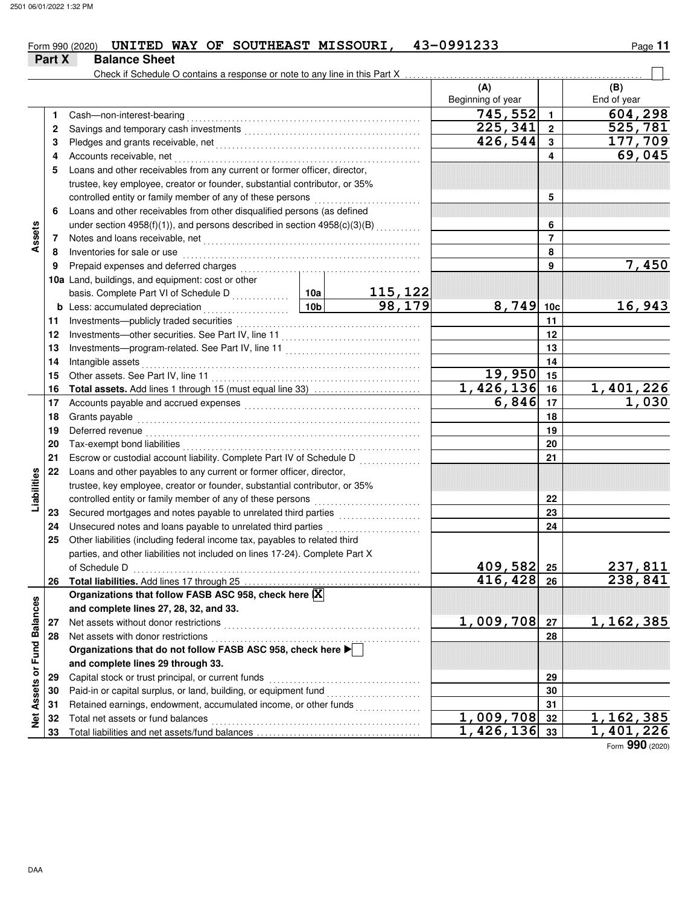Form 990 (2020) **UNITED WAY OF SOUTHEAST MISSOURI, 43-0991233**

## Part X Balance Sheet

Check if Schedule O contains a response or note to any line in this Part X ☐

| | | | | | (A) Beginning of year | | (B) End of year |
|---|---|---|---|---|---|---|---|
| **Assets** | 1 | Cash—non-interest-bearing | | | 745,552 | 1 | 604,298 |
| | 2 | Savings and temporary cash investments | | | 225,341 | 2 | 525,781 |
| | 3 | Pledges and grants receivable, net | | | 426,544 | 3 | 177,709 |
| | 4 | Accounts receivable, net | | | | 4 | 69,045 |
| | 5 | Loans and other receivables from any current or former officer, director, trustee, key employee, creator or founder, substantial contributor, or 35% controlled entity or family member of any of these persons | | | | 5 | |
| | 6 | Loans and other receivables from other disqualified persons (as defined under section 4958(f)(1)), and persons described in section 4958(c)(3)(B) | | | | 6 | |
| | 7 | Notes and loans receivable, net | | | | 7 | |
| | 8 | Inventories for sale or use | | | | 8 | |
| | 9 | Prepaid expenses and deferred charges | | | | 9 | 7,450 |
| | 10a | Land, buildings, and equipment: cost or other basis. Complete Part VI of Schedule D | 10a | 115,122 | | | |
| | b | Less: accumulated depreciation | 10b | 98,179 | 8,749 | 10c | 16,943 |
| | 11 | Investments—publicly traded securities | | | | 11 | |
| | 12 | Investments—other securities. See Part IV, line 11 | | | | 12 | |
| | 13 | Investments—program-related. See Part IV, line 11 | | | | 13 | |
| | 14 | Intangible assets | | | | 14 | |
| | 15 | Other assets. See Part IV, line 11 | | | 19,950 | 15 | |
| | 16 | **Total assets.** Add lines 1 through 15 (must equal line 33) | | | 1,426,136 | 16 | 1,401,226 |
| **Liabilities** | 17 | Accounts payable and accrued expenses | | | 6,846 | 17 | 1,030 |
| | 18 | Grants payable | | | | 18 | |
| | 19 | Deferred revenue | | | | 19 | |
| | 20 | Tax-exempt bond liabilities | | | | 20 | |
| | 21 | Escrow or custodial account liability. Complete Part IV of Schedule D | | | | 21 | |
| | 22 | Loans and other payables to any current or former officer, director, trustee, key employee, creator or founder, substantial contributor, or 35% controlled entity or family member of any of these persons | | | | 22 | |
| | 23 | Secured mortgages and notes payable to unrelated third parties | | | | 23 | |
| | 24 | Unsecured notes and loans payable to unrelated third parties | | | | 24 | |
| | 25 | Other liabilities (including federal income tax, payables to related third parties, and other liabilities not included on lines 17-24). Complete Part X of Schedule D | | | 409,582 | 25 | 237,811 |
| | 26 | **Total liabilities.** Add lines 17 through 25 | | | 416,428 | 26 | 238,841 |
| **Net Assets or Fund Balances** | | **Organizations that follow FASB ASC 958, check here** ☒ **and complete lines 27, 28, 32, and 33.** | | | | | |
| | 27 | Net assets without donor restrictions | | | 1,009,708 | 27 | 1,162,385 |
| | 28 | Net assets with donor restrictions | | | | 28 | |
| | | **Organizations that do not follow FASB ASC 958, check here** ▶ ☐ **and complete lines 29 through 33.** | | | | | |
| | 29 | Capital stock or trust principal, or current funds | | | | 29 | |
| | 30 | Paid-in or capital surplus, or land, building, or equipment fund | | | | 30 | |
| | 31 | Retained earnings, endowment, accumulated income, or other funds | | | | 31 | |
| | 32 | Total net assets or fund balances | | | 1,009,708 | 32 | 1,162,385 |
| | 33 | Total liabilities and net assets/fund balances | | | 1,426,136 | 33 | 1,401,226 |

Form **990** (2020)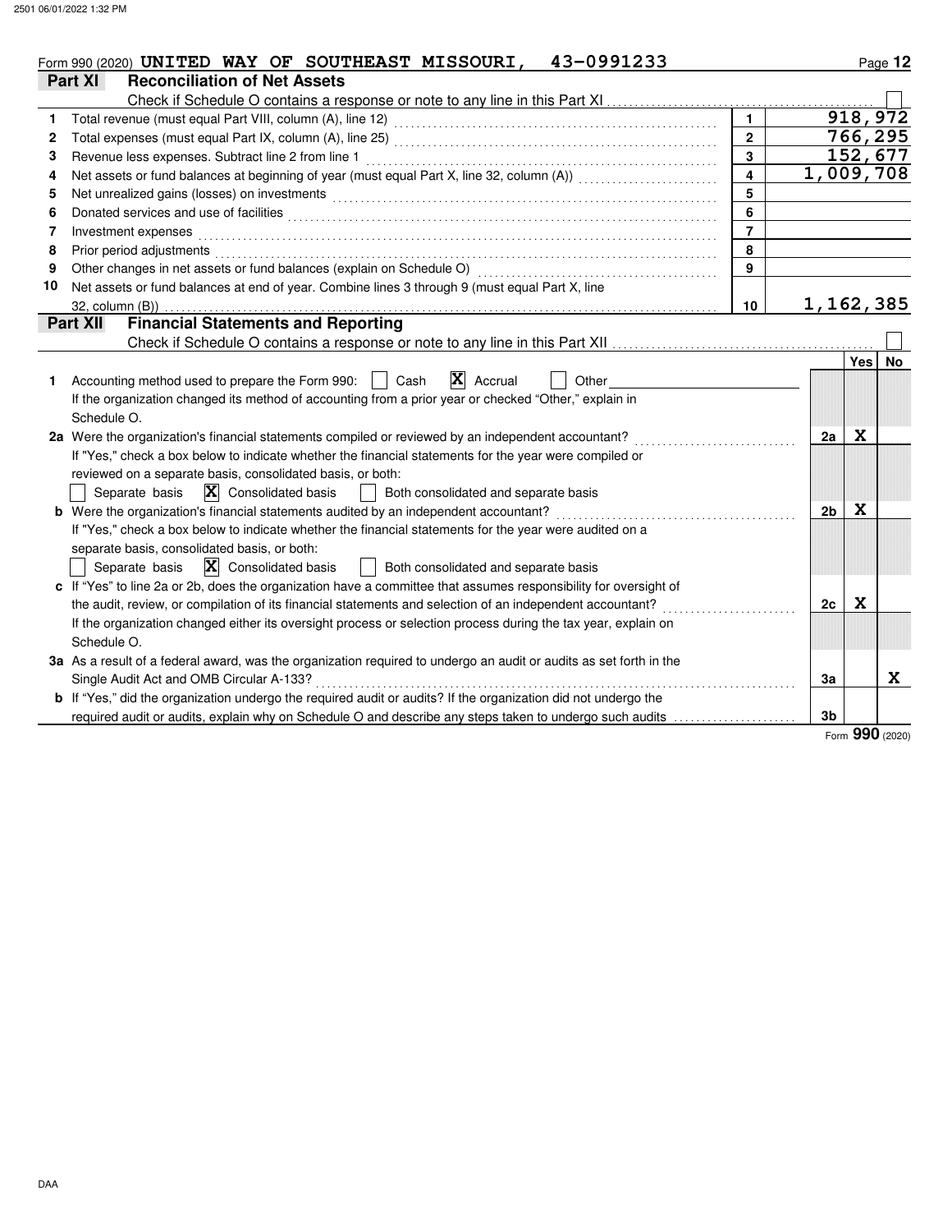Form 990 (2020) UNITED WAY OF SOUTHEAST MISSOURI, 43-0991233

## Part XI Reconciliation of Net Assets

Check if Schedule O contains a response or note to any line in this Part XI ☐

| | | | |
|---|---|---|---|
| 1 | Total revenue (must equal Part VIII, column (A), line 12) | 1 | 918,972 |
| 2 | Total expenses (must equal Part IX, column (A), line 25) | 2 | 766,295 |
| 3 | Revenue less expenses. Subtract line 2 from line 1 | 3 | 152,677 |
| 4 | Net assets or fund balances at beginning of year (must equal Part X, line 32, column (A)) | 4 | 1,009,708 |
| 5 | Net unrealized gains (losses) on investments | 5 | |
| 6 | Donated services and use of facilities | 6 | |
| 7 | Investment expenses | 7 | |
| 8 | Prior period adjustments | 8 | |
| 9 | Other changes in net assets or fund balances (explain on Schedule O) | 9 | |
| 10 | Net assets or fund balances at end of year. Combine lines 3 through 9 (must equal Part X, line 32, column (B)) | 10 | 1,162,385 |

## Part XII Financial Statements and Reporting

Check if Schedule O contains a response or note to any line in this Part XII ☐

| | | | Yes | No |
|---|---|---|---|---|
| 1 | Accounting method used to prepare the Form 990: ☐ Cash ☒ Accrual ☐ Other<br>If the organization changed its method of accounting from a prior year or checked "Other," explain in Schedule O. | | | |
| 2a | Were the organization's financial statements compiled or reviewed by an independent accountant?<br>If "Yes," check a box below to indicate whether the financial statements for the year were compiled or reviewed on a separate basis, consolidated basis, or both:<br>☐ Separate basis ☒ Consolidated basis ☐ Both consolidated and separate basis | 2a | X | |
| b | Were the organization's financial statements audited by an independent accountant?<br>If "Yes," check a box below to indicate whether the financial statements for the year were audited on a separate basis, consolidated basis, or both:<br>☐ Separate basis ☒ Consolidated basis ☐ Both consolidated and separate basis | 2b | X | |
| c | If "Yes" to line 2a or 2b, does the organization have a committee that assumes responsibility for oversight of the audit, review, or compilation of its financial statements and selection of an independent accountant?<br>If the organization changed either its oversight process or selection process during the tax year, explain on Schedule O. | 2c | X | |
| 3a | As a result of a federal award, was the organization required to undergo an audit or audits as set forth in the Single Audit Act and OMB Circular A-133? | 3a | | X |
| b | If "Yes," did the organization undergo the required audit or audits? If the organization did not undergo the required audit or audits, explain why on Schedule O and describe any steps taken to undergo such audits | 3b | | |

Form 990 (2020)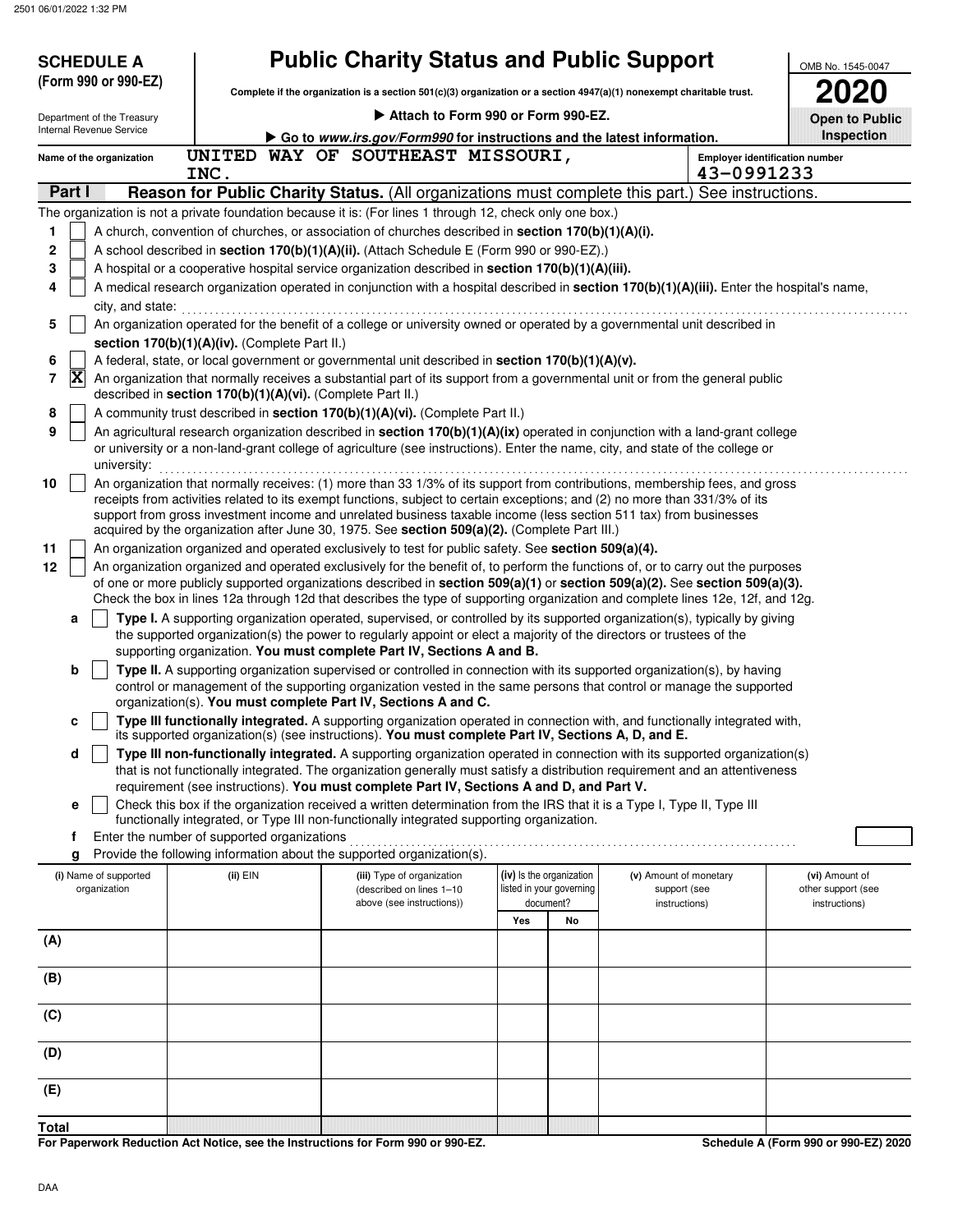# SCHEDULE A (Form 990 or 990-EZ)

Department of the Treasury
Internal Revenue Service

# Public Charity Status and Public Support

**Complete if the organization is a section 501(c)(3) organization or a section 4947(a)(1) nonexempt charitable trust.**

▶ **Attach to Form 990 or Form 990-EZ.**

▶ **Go to *www.irs.gov/Form990* for instructions and the latest information.**

OMB No. 1545-0047

**2020**

**Open to Public Inspection**

**Name of the organization** UNITED WAY OF SOUTHEAST MISSOURI, INC.

**Employer identification number** 43-0991233

## Part I — Reason for Public Charity Status. (All organizations must complete this part.) See instructions.

The organization is not a private foundation because it is: (For lines 1 through 12, check only one box.)

1. [ ] A church, convention of churches, or association of churches described in **section 170(b)(1)(A)(i).**
2. [ ] A school described in **section 170(b)(1)(A)(ii).** (Attach Schedule E (Form 990 or 990-EZ).)
3. [ ] A hospital or a cooperative hospital service organization described in **section 170(b)(1)(A)(iii).**
4. [ ] A medical research organization operated in conjunction with a hospital described in **section 170(b)(1)(A)(iii).** Enter the hospital's name, city, and state:
5. [ ] An organization operated for the benefit of a college or university owned or operated by a governmental unit described in **section 170(b)(1)(A)(iv).** (Complete Part II.)
6. [ ] A federal, state, or local government or governmental unit described in **section 170(b)(1)(A)(v).**
7. [X] An organization that normally receives a substantial part of its support from a governmental unit or from the general public described in **section 170(b)(1)(A)(vi).** (Complete Part II.)
8. [ ] A community trust described in **section 170(b)(1)(A)(vi).** (Complete Part II.)
9. [ ] An agricultural research organization described in **section 170(b)(1)(A)(ix)** operated in conjunction with a land-grant college or university or a non-land-grant college of agriculture (see instructions). Enter the name, city, and state of the college or university:
10. [ ] An organization that normally receives: (1) more than 33 1/3% of its support from contributions, membership fees, and gross receipts from activities related to its exempt functions, subject to certain exceptions; and (2) no more than 331/3% of its support from gross investment income and unrelated business taxable income (less section 511 tax) from businesses acquired by the organization after June 30, 1975. See **section 509(a)(2).** (Complete Part III.)
11. [ ] An organization organized and operated exclusively to test for public safety. See **section 509(a)(4).**
12. [ ] An organization organized and operated exclusively for the benefit of, to perform the functions of, or to carry out the purposes of one or more publicly supported organizations described in **section 509(a)(1)** or **section 509(a)(2).** See **section 509(a)(3).** Check the box in lines 12a through 12d that describes the type of supporting organization and complete lines 12e, 12f, and 12g.
   - **a** [ ] **Type I.** A supporting organization operated, supervised, or controlled by its supported organization(s), typically by giving the supported organization(s) the power to regularly appoint or elect a majority of the directors or trustees of the supporting organization. **You must complete Part IV, Sections A and B.**
   - **b** [ ] **Type II.** A supporting organization supervised or controlled in connection with its supported organization(s), by having control or management of the supporting organization vested in the same persons that control or manage the supported organization(s). **You must complete Part IV, Sections A and C.**
   - **c** [ ] **Type III functionally integrated.** A supporting organization operated in connection with, and functionally integrated with, its supported organization(s) (see instructions). **You must complete Part IV, Sections A, D, and E.**
   - **d** [ ] **Type III non-functionally integrated.** A supporting organization operated in connection with its supported organization(s) that is not functionally integrated. The organization generally must satisfy a distribution requirement and an attentiveness requirement (see instructions). **You must complete Part IV, Sections A and D, and Part V.**
   - **e** [ ] Check this box if the organization received a written determination from the IRS that it is a Type I, Type II, Type III functionally integrated, or Type III non-functionally integrated supporting organization.
   - **f** Enter the number of supported organizations
   - **g** Provide the following information about the supported organization(s).

| (i) Name of supported organization | (ii) EIN | (iii) Type of organization (described on lines 1–10 above (see instructions)) | (iv) Is the organization listed in your governing document? Yes | No | (v) Amount of monetary support (see instructions) | (vi) Amount of other support (see instructions) |
|---|---|---|---|---|---|---|
| (A) | | | | | | |
| (B) | | | | | | |
| (C) | | | | | | |
| (D) | | | | | | |
| (E) | | | | | | |
| **Total** | | | | | | |

**For Paperwork Reduction Act Notice, see the Instructions for Form 990 or 990-EZ.** **Schedule A (Form 990 or 990-EZ) 2020**

DAA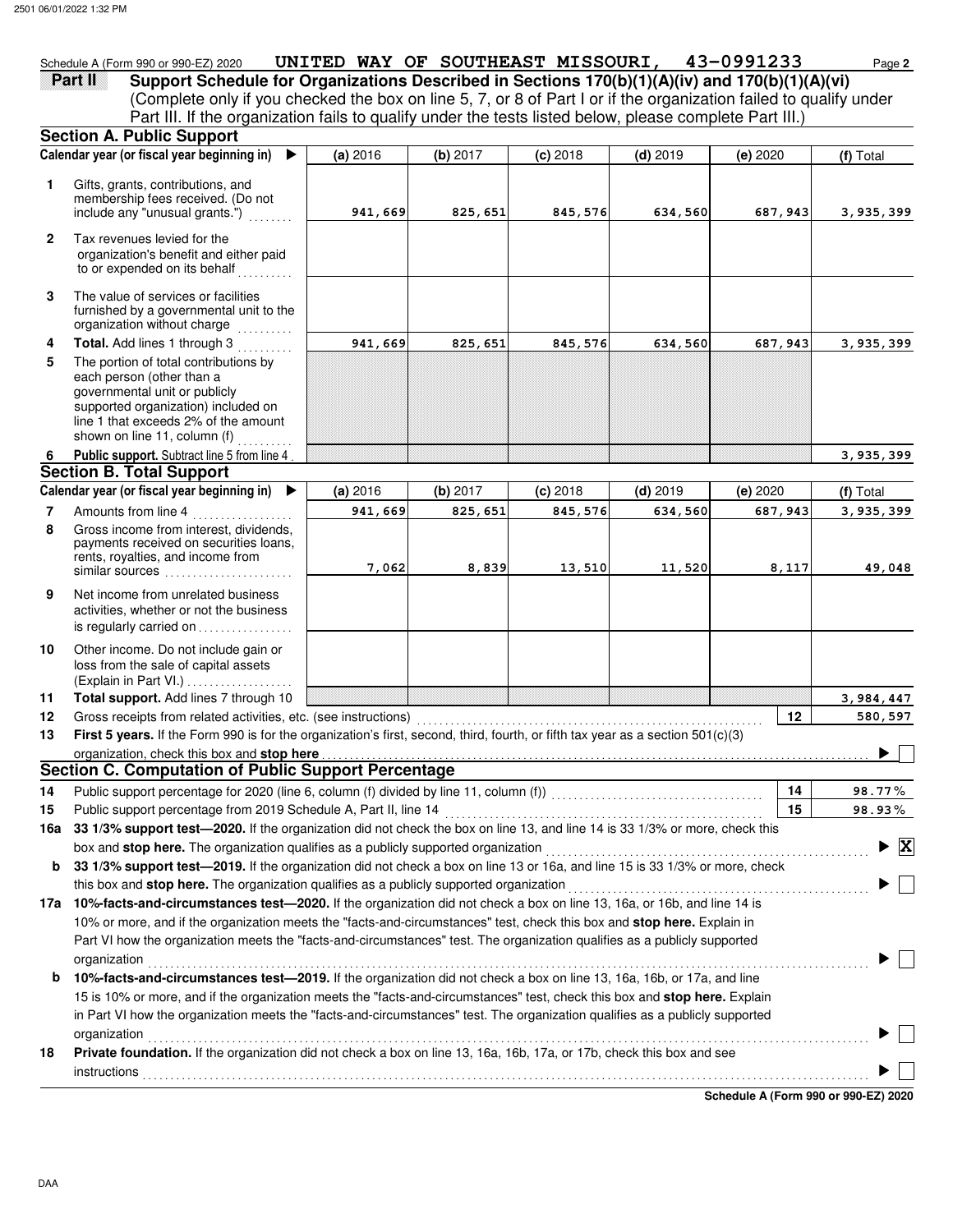Schedule A (Form 990 or 990-EZ) 2020 **UNITED WAY OF SOUTHEAST MISSOURI, 43-0991233** Page **2**

## Part II Support Schedule for Organizations Described in Sections 170(b)(1)(A)(iv) and 170(b)(1)(A)(vi)

(Complete only if you checked the box on line 5, 7, or 8 of Part I or if the organization failed to qualify under Part III. If the organization fails to qualify under the tests listed below, please complete Part III.)

### Section A. Public Support

| Calendar year (or fiscal year beginning in) ▶ | (a) 2016 | (b) 2017 | (c) 2018 | (d) 2019 | (e) 2020 | (f) Total |
|---|---|---|---|---|---|---|
| **1** Gifts, grants, contributions, and membership fees received. (Do not include any "unusual grants.") | 941,669 | 825,651 | 845,576 | 634,560 | 687,943 | 3,935,399 |
| **2** Tax revenues levied for the organization's benefit and either paid to or expended on its behalf | | | | | | |
| **3** The value of services or facilities furnished by a governmental unit to the organization without charge | | | | | | |
| **4** **Total.** Add lines 1 through 3 | 941,669 | 825,651 | 845,576 | 634,560 | 687,943 | 3,935,399 |
| **5** The portion of total contributions by each person (other than a governmental unit or publicly supported organization) included on line 1 that exceeds 2% of the amount shown on line 11, column (f) | | | | | | |
| **6** **Public support.** Subtract line 5 from line 4 | | | | | | 3,935,399 |

### Section B. Total Support

| Calendar year (or fiscal year beginning in) ▶ | (a) 2016 | (b) 2017 | (c) 2018 | (d) 2019 | (e) 2020 | (f) Total |
|---|---|---|---|---|---|---|
| **7** Amounts from line 4 | 941,669 | 825,651 | 845,576 | 634,560 | 687,943 | 3,935,399 |
| **8** Gross income from interest, dividends, payments received on securities loans, rents, royalties, and income from similar sources | 7,062 | 8,839 | 13,510 | 11,520 | 8,117 | 49,048 |
| **9** Net income from unrelated business activities, whether or not the business is regularly carried on | | | | | | |
| **10** Other income. Do not include gain or loss from the sale of capital assets (Explain in Part VI.) | | | | | | |
| **11** **Total support.** Add lines 7 through 10 | | | | | | 3,984,447 |

**12** Gross receipts from related activities, etc. (see instructions) **12** 580,597

**13** **First 5 years.** If the Form 990 is for the organization's first, second, third, fourth, or fifth tax year as a section 501(c)(3) organization, check this box and **stop here** ▶ ☐

### Section C. Computation of Public Support Percentage

**14** Public support percentage for 2020 (line 6, column (f) divided by line 11, column (f)) **14** 98.77%

**15** Public support percentage from 2019 Schedule A, Part II, line 14 **15** 98.93%

**16a** **33 1/3% support test—2020.** If the organization did not check the box on line 13, and line 14 is 33 1/3% or more, check this box and **stop here.** The organization qualifies as a publicly supported organization ▶ ☒

**b** **33 1/3% support test—2019.** If the organization did not check a box on line 13 or 16a, and line 15 is 33 1/3% or more, check this box and **stop here.** The organization qualifies as a publicly supported organization ▶ ☐

**17a** **10%-facts-and-circumstances test—2020.** If the organization did not check a box on line 13, 16a, or 16b, and line 14 is 10% or more, and if the organization meets the "facts-and-circumstances" test, check this box and **stop here.** Explain in Part VI how the organization meets the "facts-and-circumstances" test. The organization qualifies as a publicly supported organization ▶ ☐

**b** **10%-facts-and-circumstances test—2019.** If the organization did not check a box on line 13, 16a, 16b, or 17a, and line 15 is 10% or more, and if the organization meets the "facts-and-circumstances" test, check this box and **stop here.** Explain in Part VI how the organization meets the "facts-and-circumstances" test. The organization qualifies as a publicly supported organization ▶ ☐

**18** **Private foundation.** If the organization did not check a box on line 13, 16a, 16b, 17a, or 17b, check this box and see instructions ▶ ☐

**Schedule A (Form 990 or 990-EZ) 2020**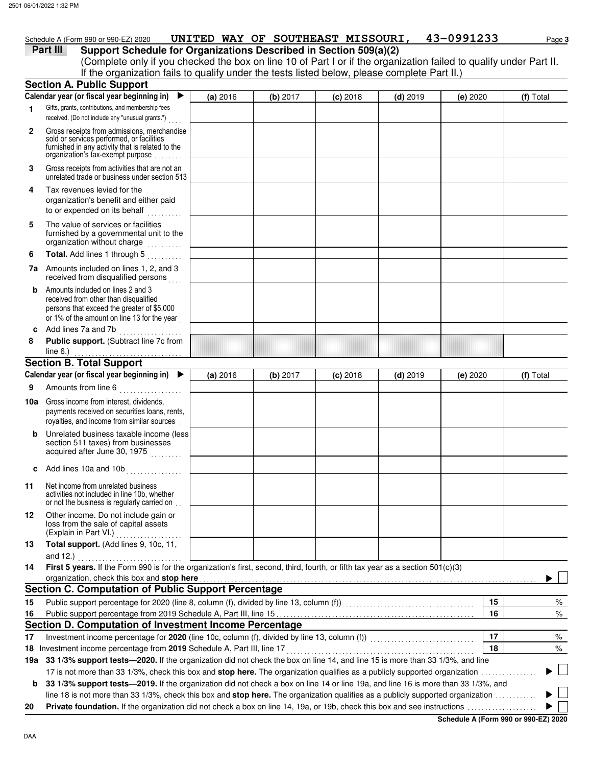Schedule A (Form 990 or 990-EZ) 2020 UNITED WAY OF SOUTHEAST MISSOURI, 43-0991233

**Part III** **Support Schedule for Organizations Described in Section 509(a)(2)**
(Complete only if you checked the box on line 10 of Part I or if the organization failed to qualify under Part II. If the organization fails to qualify under the tests listed below, please complete Part II.)

## Section A. Public Support

| Calendar year (or fiscal year beginning in) ▶ | (a) 2016 | (b) 2017 | (c) 2018 | (d) 2019 | (e) 2020 | (f) Total |
|---|---|---|---|---|---|---|
| **1** Gifts, grants, contributions, and membership fees received. (Do not include any "unusual grants.") | | | | | | |
| **2** Gross receipts from admissions, merchandise sold or services performed, or facilities furnished in any activity that is related to the organization's tax-exempt purpose | | | | | | |
| **3** Gross receipts from activities that are not an unrelated trade or business under section 513 | | | | | | |
| **4** Tax revenues levied for the organization's benefit and either paid to or expended on its behalf | | | | | | |
| **5** The value of services or facilities furnished by a governmental unit to the organization without charge | | | | | | |
| **6** **Total.** Add lines 1 through 5 | | | | | | |
| **7a** Amounts included on lines 1, 2, and 3 received from disqualified persons | | | | | | |
| **b** Amounts included on lines 2 and 3 received from other than disqualified persons that exceed the greater of $5,000 or 1% of the amount on line 13 for the year | | | | | | |
| **c** Add lines 7a and 7b | | | | | | |
| **8** **Public support.** (Subtract line 7c from line 6.) | | | | | | |

## Section B. Total Support

| Calendar year (or fiscal year beginning in) ▶ | (a) 2016 | (b) 2017 | (c) 2018 | (d) 2019 | (e) 2020 | (f) Total |
|---|---|---|---|---|---|---|
| **9** Amounts from line 6 | | | | | | |
| **10a** Gross income from interest, dividends, payments received on securities loans, rents, royalties, and income from similar sources | | | | | | |
| **b** Unrelated business taxable income (less section 511 taxes) from businesses acquired after June 30, 1975 | | | | | | |
| **c** Add lines 10a and 10b | | | | | | |
| **11** Net income from unrelated business activities not included in line 10b, whether or not the business is regularly carried on | | | | | | |
| **12** Other income. Do not include gain or loss from the sale of capital assets (Explain in Part VI.) | | | | | | |
| **13** **Total support.** (Add lines 9, 10c, 11, and 12.) | | | | | | |

**14** **First 5 years.** If the Form 990 is for the organization's first, second, third, fourth, or fifth tax year as a section 501(c)(3) organization, check this box and **stop here** ▶ ☐

## Section C. Computation of Public Support Percentage

| | | | |
|---|---|---|---|
| **15** | Public support percentage for 2020 (line 8, column (f), divided by line 13, column (f)) | **15** | % |
| **16** | Public support percentage from 2019 Schedule A, Part III, line 15 | **16** | % |

## Section D. Computation of Investment Income Percentage

| | | | |
|---|---|---|---|
| **17** | Investment income percentage for **2020** (line 10c, column (f), divided by line 13, column (f)) | **17** | % |
| **18** | Investment income percentage from **2019** Schedule A, Part III, line 17 | **18** | % |

**19a** **33 1/3% support tests—2020.** If the organization did not check the box on line 14, and line 15 is more than 33 1/3%, and line 17 is not more than 33 1/3%, check this box and **stop here.** The organization qualifies as a publicly supported organization ▶ ☐

**b** **33 1/3% support tests—2019.** If the organization did not check a box on line 14 or line 19a, and line 16 is more than 33 1/3%, and line 18 is not more than 33 1/3%, check this box and **stop here.** The organization qualifies as a publicly supported organization ▶ ☐

**20** **Private foundation.** If the organization did not check a box on line 14, 19a, or 19b, check this box and see instructions ▶ ☐

**Schedule A (Form 990 or 990-EZ) 2020**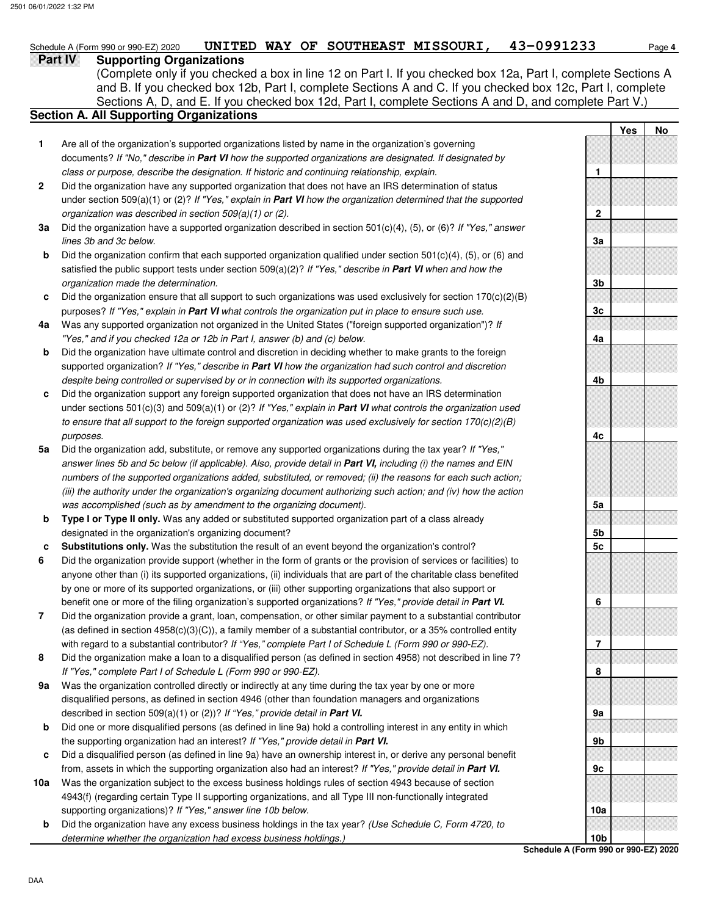Schedule A (Form 990 or 990-EZ) 2020 **UNITED WAY OF SOUTHEAST MISSOURI, 43-0991233** Page **4**

## Part IV Supporting Organizations

(Complete only if you checked a box in line 12 on Part I. If you checked box 12a, Part I, complete Sections A and B. If you checked box 12b, Part I, complete Sections A and C. If you checked box 12c, Part I, complete Sections A, D, and E. If you checked box 12d, Part I, complete Sections A and D, and complete Part V.)

### Section A. All Supporting Organizations

| | | | Yes | No |
|---|---|---|---|---|
| **1** | Are all of the organization's supported organizations listed by name in the organization's governing documents? *If "No," describe in* ***Part VI*** *how the supported organizations are designated. If designated by class or purpose, describe the designation. If historic and continuing relationship, explain.* | 1 | | |
| **2** | Did the organization have any supported organization that does not have an IRS determination of status under section 509(a)(1) or (2)? *If "Yes," explain in* ***Part VI*** *how the organization determined that the supported organization was described in section 509(a)(1) or (2).* | 2 | | |
| **3a** | Did the organization have a supported organization described in section 501(c)(4), (5), or (6)? *If "Yes," answer lines 3b and 3c below.* | 3a | | |
| **b** | Did the organization confirm that each supported organization qualified under section 501(c)(4), (5), or (6) and satisfied the public support tests under section 509(a)(2)? *If "Yes," describe in* ***Part VI*** *when and how the organization made the determination.* | 3b | | |
| **c** | Did the organization ensure that all support to such organizations was used exclusively for section 170(c)(2)(B) purposes? *If "Yes," explain in* ***Part VI*** *what controls the organization put in place to ensure such use.* | 3c | | |
| **4a** | Was any supported organization not organized in the United States ("foreign supported organization")? *If "Yes," and if you checked 12a or 12b in Part I, answer (b) and (c) below.* | 4a | | |
| **b** | Did the organization have ultimate control and discretion in deciding whether to make grants to the foreign supported organization? *If "Yes," describe in* ***Part VI*** *how the organization had such control and discretion despite being controlled or supervised by or in connection with its supported organizations.* | 4b | | |
| **c** | Did the organization support any foreign supported organization that does not have an IRS determination under sections 501(c)(3) and 509(a)(1) or (2)? *If "Yes," explain in* ***Part VI*** *what controls the organization used to ensure that all support to the foreign supported organization was used exclusively for section 170(c)(2)(B) purposes.* | 4c | | |
| **5a** | Did the organization add, substitute, or remove any supported organizations during the tax year? *If "Yes," answer lines 5b and 5c below (if applicable). Also, provide detail in* ***Part VI,*** *including (i) the names and EIN numbers of the supported organizations added, substituted, or removed; (ii) the reasons for each such action; (iii) the authority under the organization's organizing document authorizing such action; and (iv) how the action was accomplished (such as by amendment to the organizing document).* | 5a | | |
| **b** | **Type I or Type II only.** Was any added or substituted supported organization part of a class already designated in the organization's organizing document? | 5b | | |
| **c** | **Substitutions only.** Was the substitution the result of an event beyond the organization's control? | 5c | | |
| **6** | Did the organization provide support (whether in the form of grants or the provision of services or facilities) to anyone other than (i) its supported organizations, (ii) individuals that are part of the charitable class benefited by one or more of its supported organizations, or (iii) other supporting organizations that also support or benefit one or more of the filing organization's supported organizations? ***If "Yes," provide detail in Part VI.*** | 6 | | |
| **7** | Did the organization provide a grant, loan, compensation, or other similar payment to a substantial contributor (as defined in section 4958(c)(3)(C)), a family member of a substantial contributor, or a 35% controlled entity with regard to a substantial contributor? *If "Yes," complete Part I of Schedule L (Form 990 or 990-EZ).* | 7 | | |
| **8** | Did the organization make a loan to a disqualified person (as defined in section 4958) not described in line 7? *If "Yes," complete Part I of Schedule L (Form 990 or 990-EZ).* | 8 | | |
| **9a** | Was the organization controlled directly or indirectly at any time during the tax year by one or more disqualified persons, as defined in section 4946 (other than foundation managers and organizations described in section 509(a)(1) or (2))? *If "Yes," provide detail in* ***Part VI.*** | 9a | | |
| **b** | Did one or more disqualified persons (as defined in line 9a) hold a controlling interest in any entity in which the supporting organization had an interest? ***If "Yes," provide detail in Part VI.*** | 9b | | |
| **c** | Did a disqualified person (as defined in line 9a) have an ownership interest in, or derive any personal benefit from, assets in which the supporting organization also had an interest? ***If "Yes," provide detail in Part VI.*** | 9c | | |
| **10a** | Was the organization subject to the excess business holdings rules of section 4943 because of section 4943(f) (regarding certain Type II supporting organizations, and all Type III non-functionally integrated supporting organizations)? *If "Yes," answer line 10b below.* | 10a | | |
| **b** | Did the organization have any excess business holdings in the tax year? *(Use Schedule C, Form 4720, to determine whether the organization had excess business holdings.)* | 10b | | |

**Schedule A (Form 990 or 990-EZ) 2020**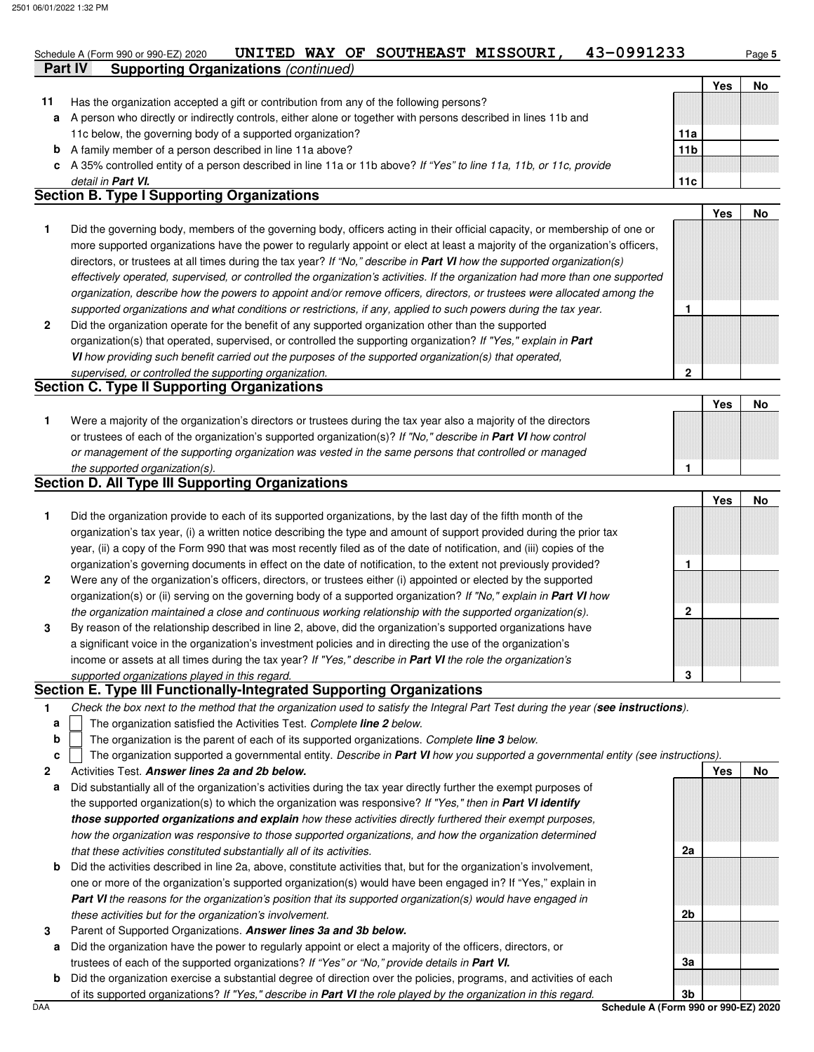Schedule A (Form 990 or 990-EZ) 2020 **UNITED WAY OF SOUTHEAST MISSOURI, 43-0991233** Page **5**

**Part IV Supporting Organizations** *(continued)*

| | | | Yes | No |
|---|---|---|---|---|
| **11** | Has the organization accepted a gift or contribution from any of the following persons? | | | |
| **a** | A person who directly or indirectly controls, either alone or together with persons described in lines 11b and 11c below, the governing body of a supported organization? | **11a** | | |
| **b** | A family member of a person described in line 11a above? | **11b** | | |
| **c** | A 35% controlled entity of a person described in line 11a or 11b above? *If "Yes" to line 11a, 11b, or 11c, provide detail in* ***Part VI.*** | **11c** | | |

## Section B. Type I Supporting Organizations

| | | | Yes | No |
|---|---|---|---|---|
| **1** | Did the governing body, members of the governing body, officers acting in their official capacity, or membership of one or more supported organizations have the power to regularly appoint or elect at least a majority of the organization's officers, directors, or trustees at all times during the tax year? *If "No," describe in* ***Part VI*** *how the supported organization(s) effectively operated, supervised, or controlled the organization's activities. If the organization had more than one supported organization, describe how the powers to appoint and/or remove officers, directors, or trustees were allocated among the supported organizations and what conditions or restrictions, if any, applied to such powers during the tax year.* | **1** | | |
| **2** | Did the organization operate for the benefit of any supported organization other than the supported organization(s) that operated, supervised, or controlled the supporting organization? *If "Yes," explain in* ***Part VI*** *how providing such benefit carried out the purposes of the supported organization(s) that operated, supervised, or controlled the supporting organization.* | **2** | | |

## Section C. Type II Supporting Organizations

| | | | Yes | No |
|---|---|---|---|---|
| **1** | Were a majority of the organization's directors or trustees during the tax year also a majority of the directors or trustees of each of the organization's supported organization(s)? *If "No," describe in* ***Part VI*** *how control or management of the supporting organization was vested in the same persons that controlled or managed the supported organization(s).* | **1** | | |

## Section D. All Type III Supporting Organizations

| | | | Yes | No |
|---|---|---|---|---|
| **1** | Did the organization provide to each of its supported organizations, by the last day of the fifth month of the organization's tax year, (i) a written notice describing the type and amount of support provided during the prior tax year, (ii) a copy of the Form 990 that was most recently filed as of the date of notification, and (iii) copies of the organization's governing documents in effect on the date of notification, to the extent not previously provided? | **1** | | |
| **2** | Were any of the organization's officers, directors, or trustees either (i) appointed or elected by the supported organization(s) or (ii) serving on the governing body of a supported organization? *If "No," explain in* ***Part VI*** *how the organization maintained a close and continuous working relationship with the supported organization(s).* | **2** | | |
| **3** | By reason of the relationship described in line 2, above, did the organization's supported organizations have a significant voice in the organization's investment policies and in directing the use of the organization's income or assets at all times during the tax year? *If "Yes," describe in* ***Part VI*** *the role the organization's supported organizations played in this regard.* | **3** | | |

## Section E. Type III Functionally-Integrated Supporting Organizations

**1** *Check the box next to the method that the organization used to satisfy the Integral Part Test during the year (****see instructions****).*

- **a** ☐ The organization satisfied the Activities Test. *Complete* ***line 2*** *below.*
- **b** ☐ The organization is the parent of each of its supported organizations. *Complete* ***line 3*** *below.*
- **c** ☐ The organization supported a governmental entity. *Describe in* ***Part VI*** *how you supported a governmental entity (see instructions).*

| | | | Yes | No |
|---|---|---|---|---|
| **2** | Activities Test. ***Answer lines 2a and 2b below.*** | | | |
| **a** | Did substantially all of the organization's activities during the tax year directly further the exempt purposes of the supported organization(s) to which the organization was responsive? *If "Yes," then in* ***Part VI identify those supported organizations and explain*** *how these activities directly furthered their exempt purposes, how the organization was responsive to those supported organizations, and how the organization determined that these activities constituted substantially all of its activities.* | **2a** | | |
| **b** | Did the activities described in line 2a, above, constitute activities that, but for the organization's involvement, one or more of the organization's supported organization(s) would have been engaged in? If "Yes," explain in ***Part VI*** *the reasons for the organization's position that its supported organization(s) would have engaged in these activities but for the organization's involvement.* | **2b** | | |
| **3** | Parent of Supported Organizations. ***Answer lines 3a and 3b below.*** | | | |
| **a** | Did the organization have the power to regularly appoint or elect a majority of the officers, directors, or trustees of each of the supported organizations? *If "Yes" or "No," provide details in* ***Part VI.*** | **3a** | | |
| **b** | Did the organization exercise a substantial degree of direction over the policies, programs, and activities of each of its supported organizations? *If "Yes," describe in* ***Part VI*** *the role played by the organization in this regard.* | **3b** | | |

DAA **Schedule A (Form 990 or 990-EZ) 2020**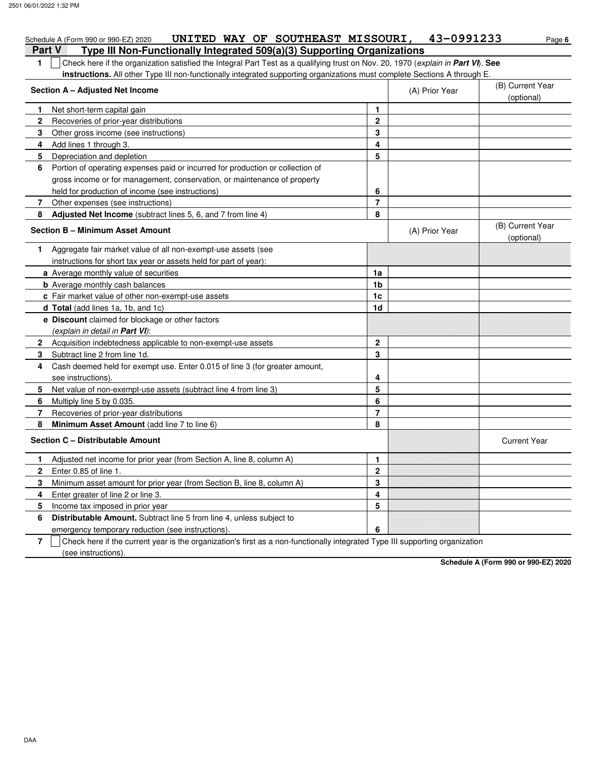Schedule A (Form 990 or 990-EZ) 2020 UNITED WAY OF SOUTHEAST MISSOURI, 43-0991233 Page 6

## Part V Type III Non-Functionally Integrated 509(a)(3) Supporting Organizations

**1** ☐ Check here if the organization satisfied the Integral Part Test as a qualifying trust on Nov. 20, 1970 (*explain in **Part VI***). **See instructions.** All other Type III non-functionally integrated supporting organizations must complete Sections A through E.

| **Section A – Adjusted Net Income** | | (A) Prior Year | (B) Current Year (optional) |
|---|---|---|---|
| **1** Net short-term capital gain | 1 | | |
| **2** Recoveries of prior-year distributions | 2 | | |
| **3** Other gross income (see instructions) | 3 | | |
| **4** Add lines 1 through 3. | 4 | | |
| **5** Depreciation and depletion | 5 | | |
| **6** Portion of operating expenses paid or incurred for production or collection of gross income or for management, conservation, or maintenance of property held for production of income (see instructions) | 6 | | |
| **7** Other expenses (see instructions) | 7 | | |
| **8** **Adjusted Net Income** (subtract lines 5, 6, and 7 from line 4) | 8 | | |

| **Section B – Minimum Asset Amount** | | (A) Prior Year | (B) Current Year (optional) |
|---|---|---|---|
| **1** Aggregate fair market value of all non-exempt-use assets (see instructions for short tax year or assets held for part of year): | | | |
| **a** Average monthly value of securities | 1a | | |
| **b** Average monthly cash balances | 1b | | |
| **c** Fair market value of other non-exempt-use assets | 1c | | |
| **d** **Total** (add lines 1a, 1b, and 1c) | 1d | | |
| **e** **Discount** claimed for blockage or other factors (*explain in detail in **Part VI***): | | | |
| **2** Acquisition indebtedness applicable to non-exempt-use assets | 2 | | |
| **3** Subtract line 2 from line 1d. | 3 | | |
| **4** Cash deemed held for exempt use. Enter 0.015 of line 3 (for greater amount, see instructions). | 4 | | |
| **5** Net value of non-exempt-use assets (subtract line 4 from line 3) | 5 | | |
| **6** Multiply line 5 by 0.035. | 6 | | |
| **7** Recoveries of prior-year distributions | 7 | | |
| **8** **Minimum Asset Amount** (add line 7 to line 6) | 8 | | |

| **Section C – Distributable Amount** | | | Current Year |
|---|---|---|---|
| **1** Adjusted net income for prior year (from Section A, line 8, column A) | 1 | | |
| **2** Enter 0.85 of line 1. | 2 | | |
| **3** Minimum asset amount for prior year (from Section B, line 8, column A) | 3 | | |
| **4** Enter greater of line 2 or line 3. | 4 | | |
| **5** Income tax imposed in prior year | 5 | | |
| **6** **Distributable Amount.** Subtract line 5 from line 4, unless subject to emergency temporary reduction (see instructions). | 6 | | |

**7** ☐ Check here if the current year is the organization's first as a non-functionally integrated Type III supporting organization (see instructions).

**Schedule A (Form 990 or 990-EZ) 2020**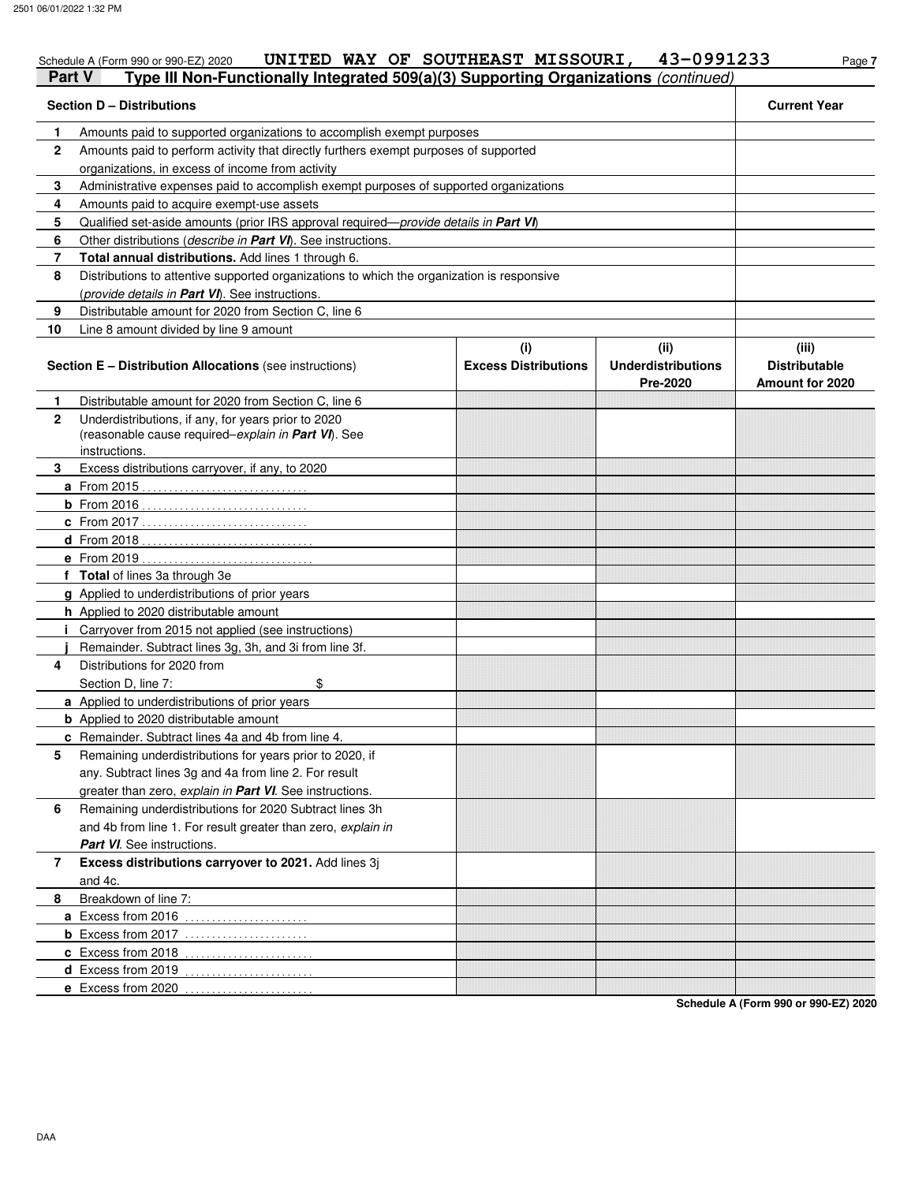Schedule A (Form 990 or 990-EZ) 2020 **UNITED WAY OF SOUTHEAST MISSOURI, 43-0991233** Page **7**

## Part V Type III Non-Functionally Integrated 509(a)(3) Supporting Organizations *(continued)*

| | **Section D – Distributions** | **Current Year** |
|---|---|---|
| **1** | Amounts paid to supported organizations to accomplish exempt purposes | |
| **2** | Amounts paid to perform activity that directly furthers exempt purposes of supported organizations, in excess of income from activity | |
| **3** | Administrative expenses paid to accomplish exempt purposes of supported organizations | |
| **4** | Amounts paid to acquire exempt-use assets | |
| **5** | Qualified set-aside amounts (prior IRS approval required—*provide details in **Part VI***) | |
| **6** | Other distributions (*describe in **Part VI***). See instructions. | |
| **7** | **Total annual distributions.** Add lines 1 through 6. | |
| **8** | Distributions to attentive supported organizations to which the organization is responsive (*provide details in **Part VI***). See instructions. | |
| **9** | Distributable amount for 2020 from Section C, line 6 | |
| **10** | Line 8 amount divided by line 9 amount | |

| | **Section E – Distribution Allocations** (see instructions) | **(i) Excess Distributions** | **(ii) Underdistributions Pre-2020** | **(iii) Distributable Amount for 2020** |
|---|---|---|---|---|
| **1** | Distributable amount for 2020 from Section C, line 6 | | | |
| **2** | Underdistributions, if any, for years prior to 2020 (reasonable cause required–*explain in **Part VI***). See instructions. | | | |
| **3** | Excess distributions carryover, if any, to 2020 | | | |
| **a** | From 2015 | | | |
| **b** | From 2016 | | | |
| **c** | From 2017 | | | |
| **d** | From 2018 | | | |
| **e** | From 2019 | | | |
| **f** | **Total** of lines 3a through 3e | | | |
| **g** | Applied to underdistributions of prior years | | | |
| **h** | Applied to 2020 distributable amount | | | |
| **i** | Carryover from 2015 not applied (see instructions) | | | |
| **j** | Remainder. Subtract lines 3g, 3h, and 3i from line 3f. | | | |
| **4** | Distributions for 2020 from Section D, line 7: $ | | | |
| **a** | Applied to underdistributions of prior years | | | |
| **b** | Applied to 2020 distributable amount | | | |
| **c** | Remainder. Subtract lines 4a and 4b from line 4. | | | |
| **5** | Remaining underdistributions for years prior to 2020, if any. Subtract lines 3g and 4a from line 2. For result greater than zero, *explain in **Part VI***. See instructions. | | | |
| **6** | Remaining underdistributions for 2020 Subtract lines 3h and 4b from line 1. For result greater than zero, *explain in **Part VI***. See instructions. | | | |
| **7** | **Excess distributions carryover to 2021.** Add lines 3j and 4c. | | | |
| **8** | Breakdown of line 7: | | | |
| **a** | Excess from 2016 | | | |
| **b** | Excess from 2017 | | | |
| **c** | Excess from 2018 | | | |
| **d** | Excess from 2019 | | | |
| **e** | Excess from 2020 | | | |

**Schedule A (Form 990 or 990-EZ) 2020**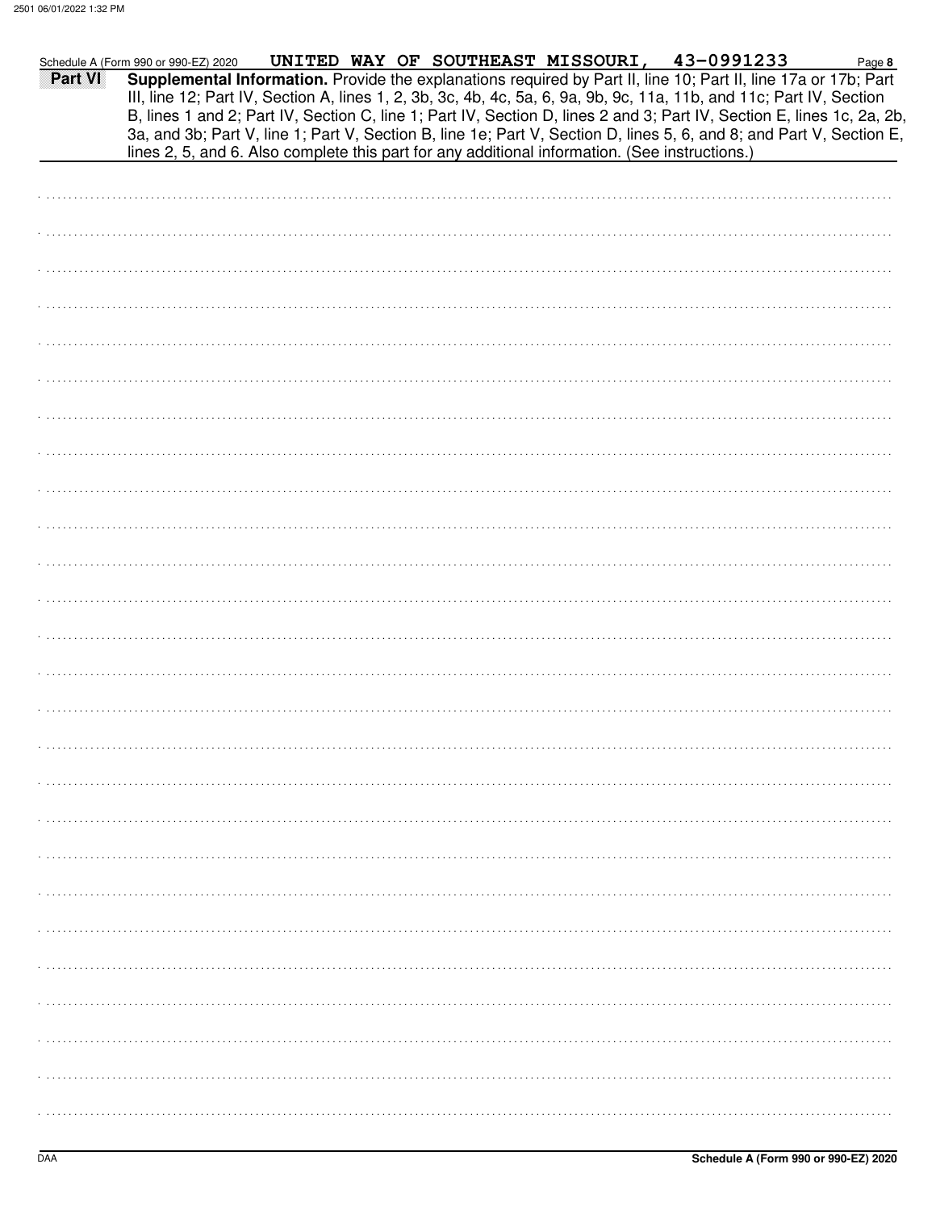Schedule A (Form 990 or 990-EZ) 2020 UNITED WAY OF SOUTHEAST MISSOURI, 43-0991233 Page 8

**Part VI** **Supplemental Information.** Provide the explanations required by Part II, line 10; Part II, line 17a or 17b; Part III, line 12; Part IV, Section A, lines 1, 2, 3b, 3c, 4b, 4c, 5a, 6, 9a, 9b, 9c, 11a, 11b, and 11c; Part IV, Section B, lines 1 and 2; Part IV, Section C, line 1; Part IV, Section D, lines 2 and 3; Part IV, Section E, lines 1c, 2a, 2b, 3a, and 3b; Part V, line 1; Part V, Section B, line 1e; Part V, Section D, lines 5, 6, and 8; and Part V, Section E, lines 2, 5, and 6. Also complete this part for any additional information. (See instructions.)

Schedule A (Form 990 or 990-EZ) 2020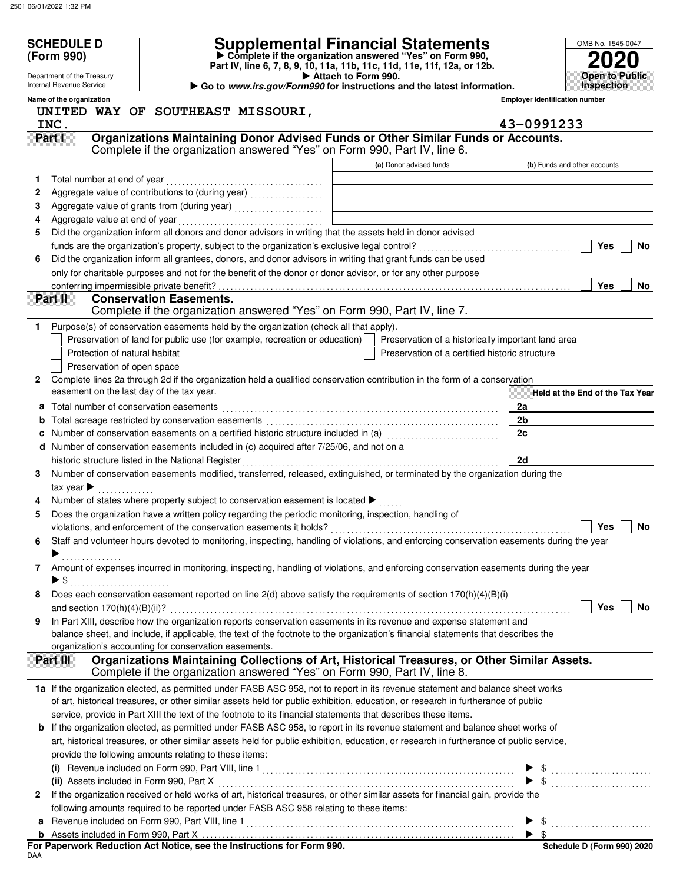**SCHEDULE D (Form 990)**

Department of the Treasury
Internal Revenue Service

# Supplemental Financial Statements

▶ Complete if the organization answered "Yes" on Form 990, Part IV, line 6, 7, 8, 9, 10, 11a, 11b, 11c, 11d, 11e, 11f, 12a, or 12b.
▶ Attach to Form 990.
▶ Go to *www.irs.gov/Form990* for instructions and the latest information.

OMB No. 1545-0047
**2020**
**Open to Public Inspection**

**Name of the organization**
UNITED WAY OF SOUTHEAST MISSOURI, INC.

**Employer identification number**
43-0991233

## Part I — Organizations Maintaining Donor Advised Funds or Other Similar Funds or Accounts.
Complete if the organization answered "Yes" on Form 990, Part IV, line 6.

| | | (a) Donor advised funds | (b) Funds and other accounts |
|---|---|---|---|
| 1 | Total number at end of year | | |
| 2 | Aggregate value of contributions to (during year) | | |
| 3 | Aggregate value of grants from (during year) | | |
| 4 | Aggregate value at end of year | | |

5 Did the organization inform all donors and donor advisors in writing that the assets held in donor advised funds are the organization's property, subject to the organization's exclusive legal control? ☐ Yes ☐ No

6 Did the organization inform all grantees, donors, and donor advisors in writing that grant funds can be used only for charitable purposes and not for the benefit of the donor or donor advisor, or for any other purpose conferring impermissible private benefit? ☐ Yes ☐ No

## Part II — Conservation Easements.
Complete if the organization answered "Yes" on Form 990, Part IV, line 7.

1 Purpose(s) of conservation easements held by the organization (check all that apply).

☐ Preservation of land for public use (for example, recreation or education)
☐ Protection of natural habitat
☐ Preservation of open space
☐ Preservation of a historically important land area
☐ Preservation of a certified historic structure

2 Complete lines 2a through 2d if the organization held a qualified conservation contribution in the form of a conservation easement on the last day of the tax year.

| | | | Held at the End of the Tax Year |
|---|---|---|---|
| a | Total number of conservation easements | 2a | |
| b | Total acreage restricted by conservation easements | 2b | |
| c | Number of conservation easements on a certified historic structure included in (a) | 2c | |
| d | Number of conservation easements included in (c) acquired after 7/25/06, and not on a historic structure listed in the National Register | 2d | |

3 Number of conservation easements modified, transferred, released, extinguished, or terminated by the organization during the tax year ▶

4 Number of states where property subject to conservation easement is located ▶

5 Does the organization have a written policy regarding the periodic monitoring, inspection, handling of violations, and enforcement of the conservation easements it holds? ☐ Yes ☐ No

6 Staff and volunteer hours devoted to monitoring, inspecting, handling of violations, and enforcing conservation easements during the year ▶

7 Amount of expenses incurred in monitoring, inspecting, handling of violations, and enforcing conservation easements during the year ▶ $

8 Does each conservation easement reported on line 2(d) above satisfy the requirements of section 170(h)(4)(B)(i) and section 170(h)(4)(B)(ii)? ☐ Yes ☐ No

9 In Part XIII, describe how the organization reports conservation easements in its revenue and expense statement and balance sheet, and include, if applicable, the text of the footnote to the organization's financial statements that describes the organization's accounting for conservation easements.

## Part III — Organizations Maintaining Collections of Art, Historical Treasures, or Other Similar Assets.
Complete if the organization answered "Yes" on Form 990, Part IV, line 8.

1a If the organization elected, as permitted under FASB ASC 958, not to report in its revenue statement and balance sheet works of art, historical treasures, or other similar assets held for public exhibition, education, or research in furtherance of public service, provide in Part XIII the text of the footnote to its financial statements that describes these items.

b If the organization elected, as permitted under FASB ASC 958, to report in its revenue statement and balance sheet works of art, historical treasures, or other similar assets held for public exhibition, education, or research in furtherance of public service, provide the following amounts relating to these items:

(i) Revenue included on Form 990, Part VIII, line 1 ▶ $

(ii) Assets included in Form 990, Part X ▶ $

2 If the organization received or held works of art, historical treasures, or other similar assets for financial gain, provide the following amounts required to be reported under FASB ASC 958 relating to these items:

a Revenue included on Form 990, Part VIII, line 1 ▶ $

b Assets included in Form 990, Part X ▶ $

**For Paperwork Reduction Act Notice, see the Instructions for Form 990.**
DAA
**Schedule D (Form 990) 2020**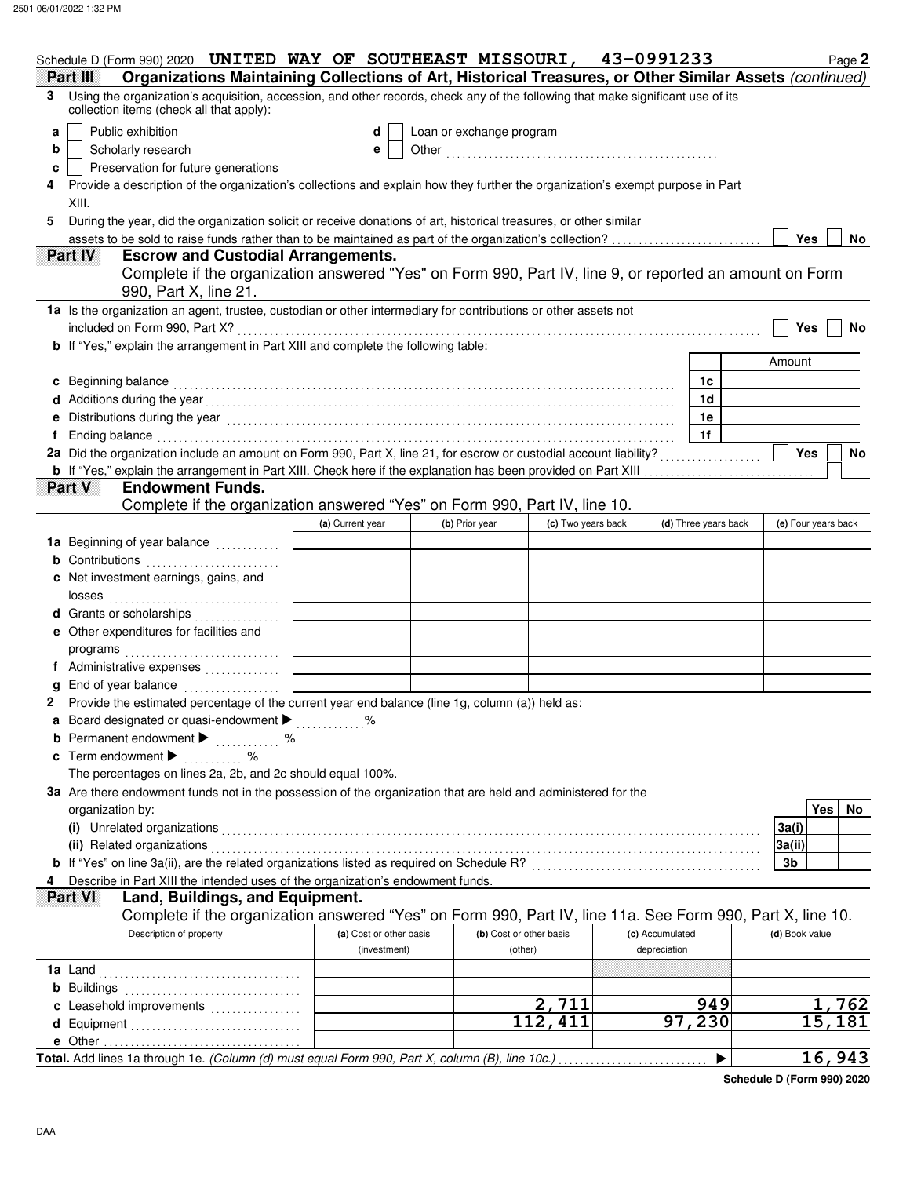Schedule D (Form 990) 2020 UNITED WAY OF SOUTHEAST MISSOURI, 43-0991233 Page 2

## Part III — Organizations Maintaining Collections of Art, Historical Treasures, or Other Similar Assets *(continued)*

**3** Using the organization's acquisition, accession, and other records, check any of the following that make significant use of its collection items (check all that apply):

- **a** ☐ Public exhibition
- **b** ☐ Scholarly research
- **c** ☐ Preservation for future generations
- **d** ☐ Loan or exchange program
- **e** ☐ Other

**4** Provide a description of the organization's collections and explain how they further the organization's exempt purpose in Part XIII.

**5** During the year, did the organization solicit or receive donations of art, historical treasures, or other similar assets to be sold to raise funds rather than to be maintained as part of the organization's collection? ☐ Yes ☐ No

## Part IV — Escrow and Custodial Arrangements.

Complete if the organization answered "Yes" on Form 990, Part IV, line 9, or reported an amount on Form 990, Part X, line 21.

**1a** Is the organization an agent, trustee, custodian or other intermediary for contributions or other assets not included on Form 990, Part X? ☐ Yes ☐ No

**b** If "Yes," explain the arrangement in Part XIII and complete the following table:

| | | Amount |
|---|---|---|
| **c** Beginning balance | 1c | |
| **d** Additions during the year | 1d | |
| **e** Distributions during the year | 1e | |
| **f** Ending balance | 1f | |

**2a** Did the organization include an amount on Form 990, Part X, line 21, for escrow or custodial account liability? ☐ Yes ☐ No

**b** If "Yes," explain the arrangement in Part XIII. Check here if the explanation has been provided on Part XIII ☐

## Part V — Endowment Funds.

Complete if the organization answered "Yes" on Form 990, Part IV, line 10.

| | (a) Current year | (b) Prior year | (c) Two years back | (d) Three years back | (e) Four years back |
|---|---|---|---|---|---|
| **1a** Beginning of year balance | | | | | |
| **b** Contributions | | | | | |
| **c** Net investment earnings, gains, and losses | | | | | |
| **d** Grants or scholarships | | | | | |
| **e** Other expenditures for facilities and programs | | | | | |
| **f** Administrative expenses | | | | | |
| **g** End of year balance | | | | | |

**2** Provide the estimated percentage of the current year end balance (line 1g, column (a)) held as:

- **a** Board designated or quasi-endowment ▶ ....... %
- **b** Permanent endowment ▶ ....... %
- **c** Term endowment ▶ ....... %

The percentages on lines 2a, 2b, and 2c should equal 100%.

**3a** Are there endowment funds not in the possession of the organization that are held and administered for the organization by:

| | | Yes | No |
|---|---|---|---|
| (i) Unrelated organizations | 3a(i) | | |
| (ii) Related organizations | 3a(ii) | | |
| **b** If "Yes" on line 3a(ii), are the related organizations listed as required on Schedule R? | 3b | | |

**4** Describe in Part XIII the intended uses of the organization's endowment funds.

## Part VI — Land, Buildings, and Equipment.

Complete if the organization answered "Yes" on Form 990, Part IV, line 11a. See Form 990, Part X, line 10.

| Description of property | (a) Cost or other basis (investment) | (b) Cost or other basis (other) | (c) Accumulated depreciation | (d) Book value |
|---|---|---|---|---|
| **1a** Land | | | | |
| **b** Buildings | | | | |
| **c** Leasehold improvements | | 2,711 | 949 | 1,762 |
| **d** Equipment | | 112,411 | 97,230 | 15,181 |
| **e** Other | | | | |
| **Total.** Add lines 1a through 1e. *(Column (d) must equal Form 990, Part X, column (B), line 10c.)* ▶ | | | | 16,943 |

Schedule D (Form 990) 2020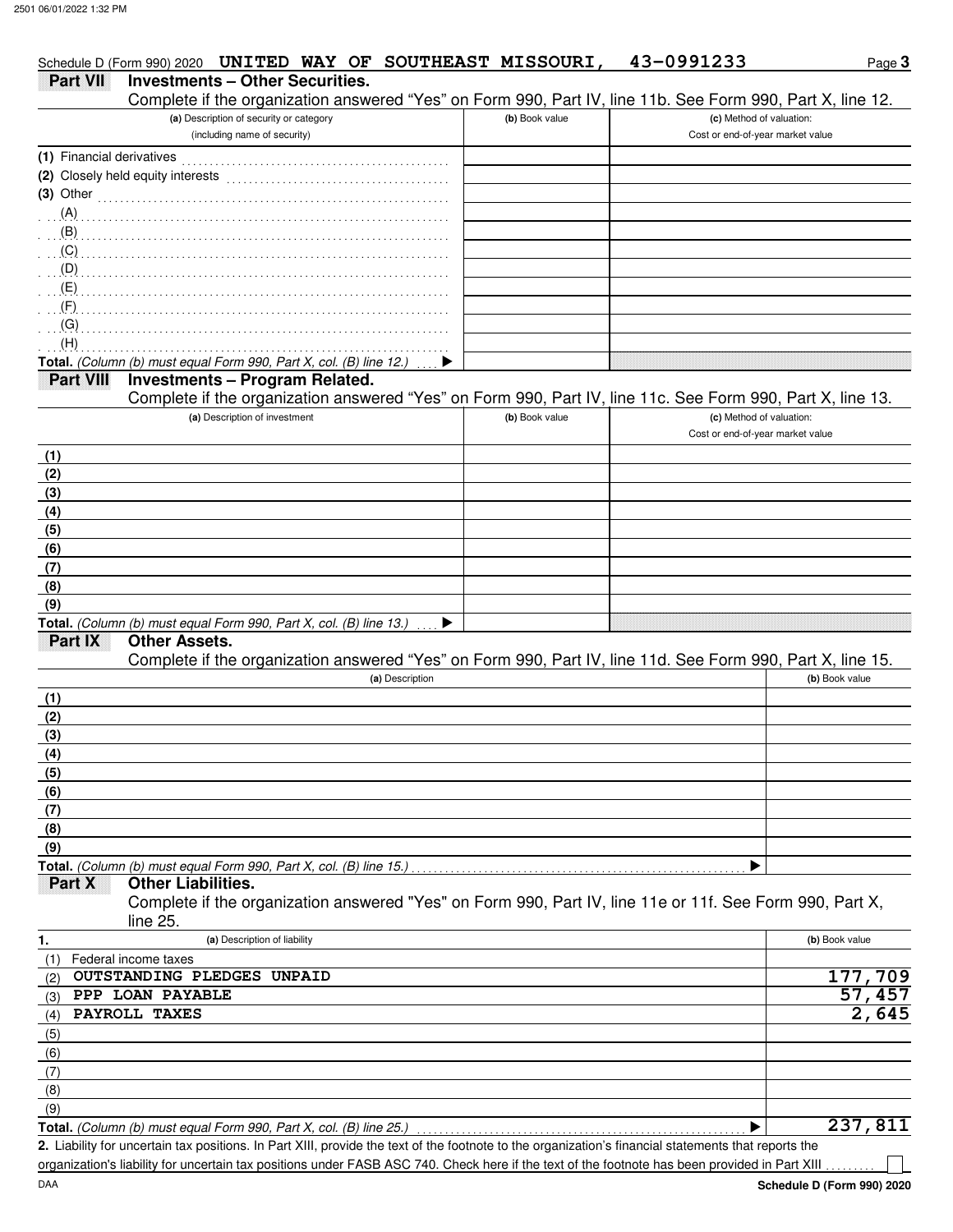Schedule D (Form 990) 2020 **UNITED WAY OF SOUTHEAST MISSOURI, 43-0991233** Page **3**

## Part VII Investments – Other Securities.

Complete if the organization answered "Yes" on Form 990, Part IV, line 11b. See Form 990, Part X, line 12.

| (a) Description of security or category (including name of security) | (b) Book value | (c) Method of valuation: Cost or end-of-year market value |
|---|---|---|
| (1) Financial derivatives | | |
| (2) Closely held equity interests | | |
| (3) Other | | |
| (A) | | |
| (B) | | |
| (C) | | |
| (D) | | |
| (E) | | |
| (F) | | |
| (G) | | |
| (H) | | |
| **Total.** *(Column (b) must equal Form 990, Part X, col. (B) line 12.)* ▶ | | |

## Part VIII Investments – Program Related.

Complete if the organization answered "Yes" on Form 990, Part IV, line 11c. See Form 990, Part X, line 13.

| (a) Description of investment | (b) Book value | (c) Method of valuation: Cost or end-of-year market value |
|---|---|---|
| (1) | | |
| (2) | | |
| (3) | | |
| (4) | | |
| (5) | | |
| (6) | | |
| (7) | | |
| (8) | | |
| (9) | | |
| **Total.** *(Column (b) must equal Form 990, Part X, col. (B) line 13.)* ▶ | | |

## Part IX Other Assets.

Complete if the organization answered "Yes" on Form 990, Part IV, line 11d. See Form 990, Part X, line 15.

| (a) Description | (b) Book value |
|---|---|
| (1) | |
| (2) | |
| (3) | |
| (4) | |
| (5) | |
| (6) | |
| (7) | |
| (8) | |
| (9) | |
| **Total.** *(Column (b) must equal Form 990, Part X, col. (B) line 15.)* ▶ | |

## Part X Other Liabilities.

Complete if the organization answered "Yes" on Form 990, Part IV, line 11e or 11f. See Form 990, Part X, line 25.

| 1. (a) Description of liability | (b) Book value |
|---|---|
| (1) Federal income taxes | |
| (2) OUTSTANDING PLEDGES UNPAID | 177,709 |
| (3) PPP LOAN PAYABLE | 57,457 |
| (4) PAYROLL TAXES | 2,645 |
| (5) | |
| (6) | |
| (7) | |
| (8) | |
| (9) | |
| **Total.** *(Column (b) must equal Form 990, Part X, col. (B) line 25.)* ▶ | 237,811 |

**2.** Liability for uncertain tax positions. In Part XIII, provide the text of the footnote to the organization's financial statements that reports the organization's liability for uncertain tax positions under FASB ASC 740. Check here if the text of the footnote has been provided in Part XIII ☐

**Schedule D (Form 990) 2020**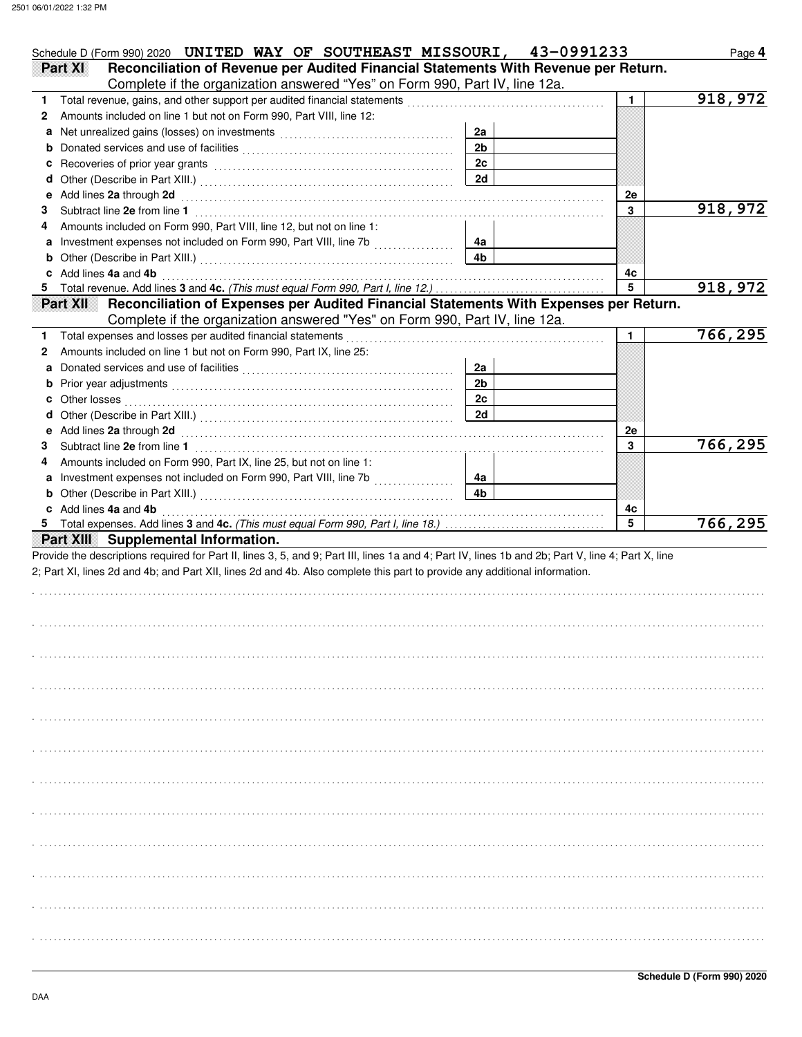Schedule D (Form 990) 2020 UNITED WAY OF SOUTHEAST MISSOURI, 43-0991233 Page 4

## Part XI Reconciliation of Revenue per Audited Financial Statements With Revenue per Return.

Complete if the organization answered "Yes" on Form 990, Part IV, line 12a.

| | | | | | |
|---|---|---|---|---|---|
| 1 | Total revenue, gains, and other support per audited financial statements | | | 1 | 918,972 |
| 2 | Amounts included on line 1 but not on Form 990, Part VIII, line 12: | | | | |
| a | Net unrealized gains (losses) on investments | 2a | | | |
| b | Donated services and use of facilities | 2b | | | |
| c | Recoveries of prior year grants | 2c | | | |
| d | Other (Describe in Part XIII.) | 2d | | | |
| e | Add lines **2a** through **2d** | | | 2e | |
| 3 | Subtract line **2e** from line **1** | | | 3 | 918,972 |
| 4 | Amounts included on Form 990, Part VIII, line 12, but not on line 1: | | | | |
| a | Investment expenses not included on Form 990, Part VIII, line 7b | 4a | | | |
| b | Other (Describe in Part XIII.) | 4b | | | |
| c | Add lines **4a** and **4b** | | | 4c | |
| 5 | Total revenue. Add lines **3** and **4c.** *(This must equal Form 990, Part I, line 12.)* | | | 5 | 918,972 |

## Part XII Reconciliation of Expenses per Audited Financial Statements With Expenses per Return.

Complete if the organization answered "Yes" on Form 990, Part IV, line 12a.

| | | | | | |
|---|---|---|---|---|---|
| 1 | Total expenses and losses per audited financial statements | | | 1 | 766,295 |
| 2 | Amounts included on line 1 but not on Form 990, Part IX, line 25: | | | | |
| a | Donated services and use of facilities | 2a | | | |
| b | Prior year adjustments | 2b | | | |
| c | Other losses | 2c | | | |
| d | Other (Describe in Part XIII.) | 2d | | | |
| e | Add lines **2a** through **2d** | | | 2e | |
| 3 | Subtract line **2e** from line **1** | | | 3 | 766,295 |
| 4 | Amounts included on Form 990, Part IX, line 25, but not on line 1: | | | | |
| a | Investment expenses not included on Form 990, Part VIII, line 7b | 4a | | | |
| b | Other (Describe in Part XIII.) | 4b | | | |
| c | Add lines **4a** and **4b** | | | 4c | |
| 5 | Total expenses. Add lines **3** and **4c.** *(This must equal Form 990, Part I, line 18.)* | | | 5 | 766,295 |

## Part XIII Supplemental Information.

Provide the descriptions required for Part II, lines 3, 5, and 9; Part III, lines 1a and 4; Part IV, lines 1b and 2b; Part V, line 4; Part X, line 2; Part XI, lines 2d and 4b; and Part XII, lines 2d and 4b. Also complete this part to provide any additional information.

**Schedule D (Form 990) 2020**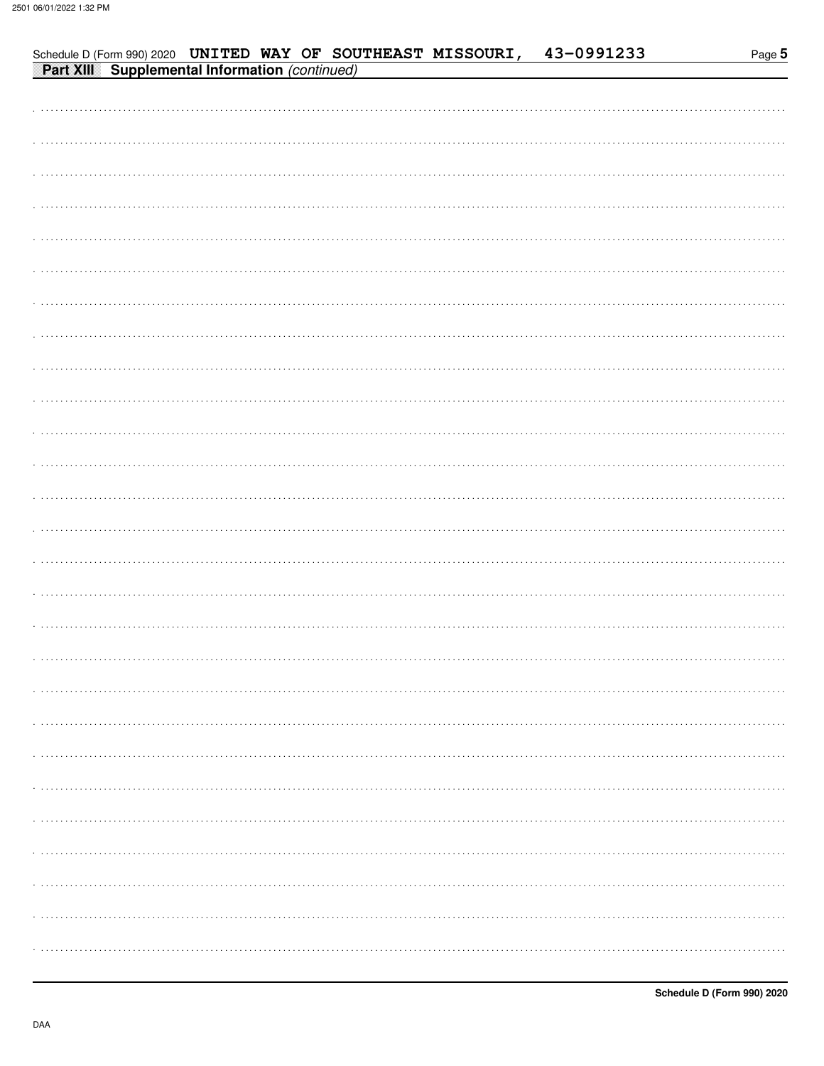Schedule D (Form 990) 2020 UNITED WAY OF SOUTHEAST MISSOURI, 43-0991233

**Part XIII Supplemental Information** *(continued)*

DAA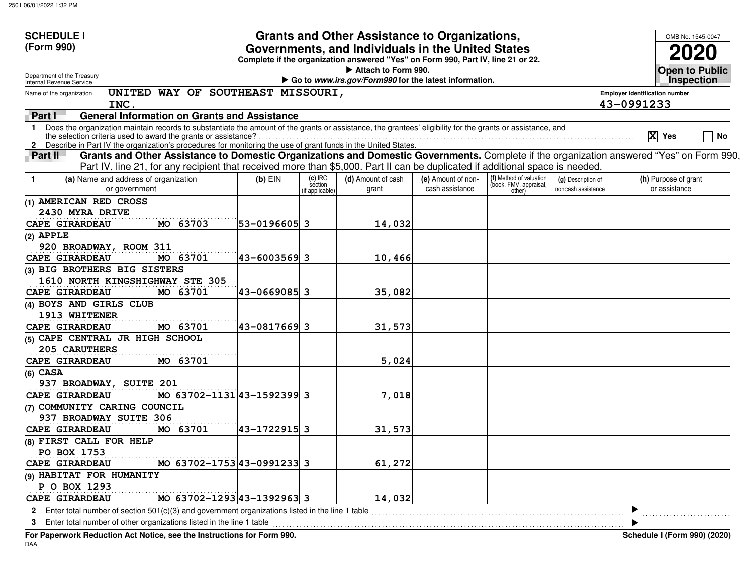**SCHEDULE I (Form 990)**

Department of the Treasury
Internal Revenue Service

# Grants and Other Assistance to Organizations, Governments, and Individuals in the United States

**Complete if the organization answered "Yes" on Form 990, Part IV, line 21 or 22.**
▶ **Attach to Form 990.**
▶ **Go to *www.irs.gov/Form990* for the latest information.**

OMB No. 1545-0047

**2020**

**Open to Public Inspection**

Name of the organization: UNITED WAY OF SOUTHEAST MISSOURI, INC.

Employer identification number: 43-0991233

## Part I General Information on Grants and Assistance

1 Does the organization maintain records to substantiate the amount of the grants or assistance, the grantees' eligibility for the grants or assistance, and the selection criteria used to award the grants or assistance? ☒ Yes ☐ No

2 Describe in Part IV the organization's procedures for monitoring the use of grant funds in the United States.

## Part II Grants and Other Assistance to Domestic Organizations and Domestic Governments.

Complete if the organization answered "Yes" on Form 990, Part IV, line 21, for any recipient that received more than $5,000. Part II can be duplicated if additional space is needed.

| 1 (a) Name and address of organization or government | (b) EIN | (c) IRC section (if applicable) | (d) Amount of cash grant | (e) Amount of non-cash assistance | (f) Method of valuation (book, FMV, appraisal, other) | (g) Description of noncash assistance | (h) Purpose of grant or assistance |
|---|---|---|---|---|---|---|---|
| (1) AMERICAN RED CROSS<br>2430 MYRA DRIVE<br>CAPE GIRARDEAU MO 63703 | 53-0196605 | 3 | 14,032 | | | | |
| (2) APPLE<br>920 BROADWAY, ROOM 311<br>CAPE GIRARDEAU MO 63701 | 43-6003569 | 3 | 10,466 | | | | |
| (3) BIG BROTHERS BIG SISTERS<br>1610 NORTH KINGSHIGHWAY STE 305<br>CAPE GIRARDEAU MO 63701 | 43-0669085 | 3 | 35,082 | | | | |
| (4) BOYS AND GIRLS CLUB<br>1913 WHITENER<br>CAPE GIRARDEAU MO 63701 | 43-0817669 | 3 | 31,573 | | | | |
| (5) CAPE CENTRAL JR HIGH SCHOOL<br>205 CARUTHERS<br>CAPE GIRARDEAU MO 63701 | | | 5,024 | | | | |
| (6) CASA<br>937 BROADWAY, SUITE 201<br>CAPE GIRARDEAU MO 63702-1131 | 43-1592399 | 3 | 7,018 | | | | |
| (7) COMMUNITY CARING COUNCIL<br>937 BROADWAY SUITE 306<br>CAPE GIRARDEAU MO 63701 | 43-1722915 | 3 | 31,573 | | | | |
| (8) FIRST CALL FOR HELP<br>PO BOX 1753<br>CAPE GIRARDEAU MO 63702-1753 | 43-0991233 | 3 | 61,272 | | | | |
| (9) HABITAT FOR HUMANITY<br>P O BOX 1293<br>CAPE GIRARDEAU MO 63702-1293 | 43-1392963 | 3 | 14,032 | | | | |

2 Enter total number of section 501(c)(3) and government organizations listed in the line 1 table ▶

3 Enter total number of other organizations listed in the line 1 table ▶

**For Paperwork Reduction Act Notice, see the Instructions for Form 990.** **Schedule I (Form 990) (2020)**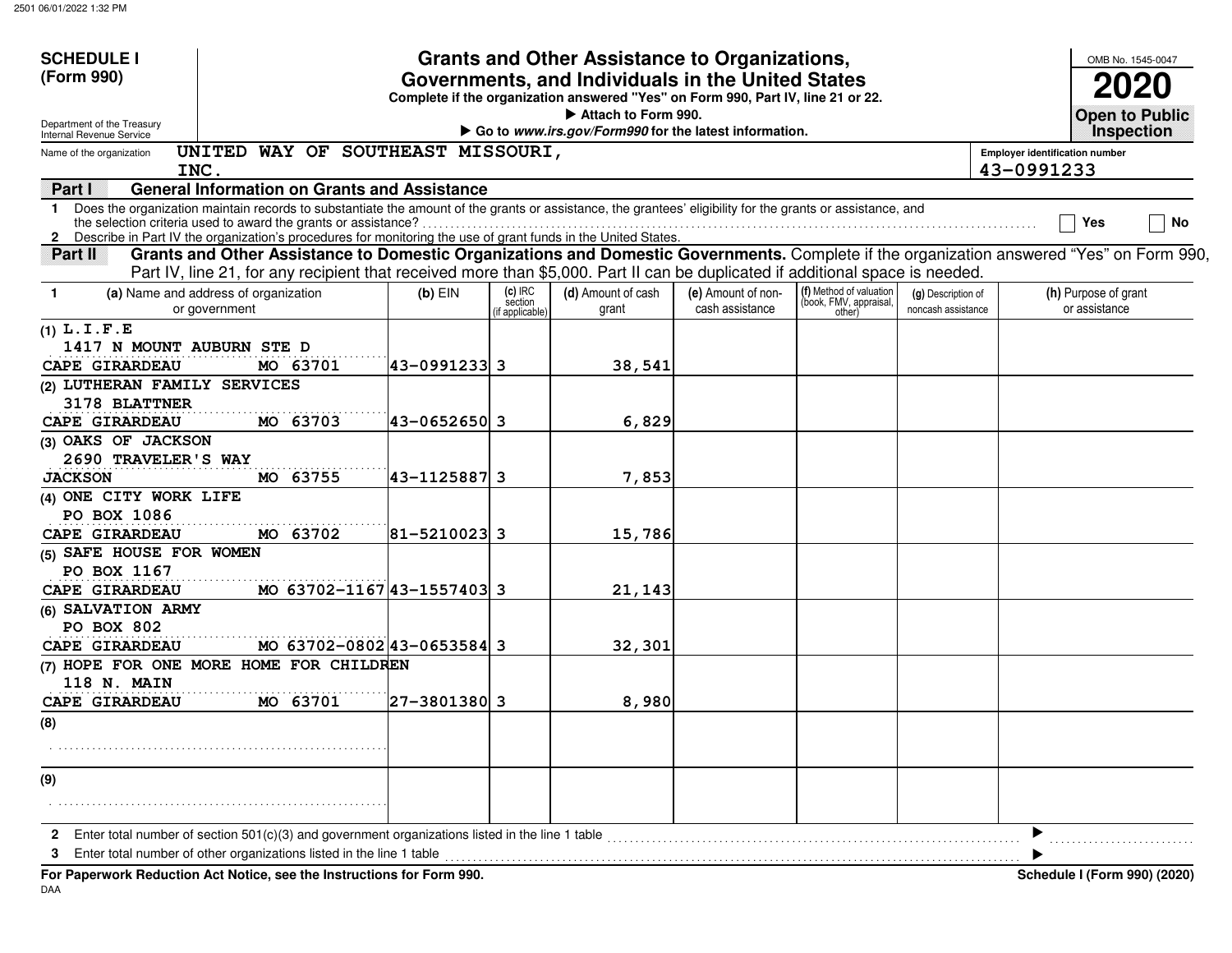**SCHEDULE I (Form 990)**

Department of the Treasury
Internal Revenue Service

# Grants and Other Assistance to Organizations, Governments, and Individuals in the United States

**Complete if the organization answered "Yes" on Form 990, Part IV, line 21 or 22.**

▶ **Attach to Form 990.**

▶ **Go to *www.irs.gov/Form990* for the latest information.**

OMB No. 1545-0047

**2020**

**Open to Public Inspection**

Name of the organization: UNITED WAY OF SOUTHEAST MISSOURI, INC.

Employer identification number: 43-0991233

## Part I — General Information on Grants and Assistance

1 Does the organization maintain records to substantiate the amount of the grants or assistance, the grantees' eligibility for the grants or assistance, and the selection criteria used to award the grants or assistance? ☐ Yes ☐ No

2 Describe in Part IV the organization's procedures for monitoring the use of grant funds in the United States.

## Part II — Grants and Other Assistance to Domestic Organizations and Domestic Governments.

Complete if the organization answered "Yes" on Form 990, Part IV, line 21, for any recipient that received more than $5,000. Part II can be duplicated if additional space is needed.

| 1 (a) Name and address of organization or government | (b) EIN | (c) IRC section (if applicable) | (d) Amount of cash grant | (e) Amount of non-cash assistance | (f) Method of valuation (book, FMV, appraisal, other) | (g) Description of noncash assistance | (h) Purpose of grant or assistance |
|---|---|---|---|---|---|---|---|
| (1) L.I.F.E 1417 N MOUNT AUBURN STE D CAPE GIRARDEAU MO 63701 | 43-0991233 | 3 | 38,541 | | | | |
| (2) LUTHERAN FAMILY SERVICES 3178 BLATTNER CAPE GIRARDEAU MO 63703 | 43-0652650 | 3 | 6,829 | | | | |
| (3) OAKS OF JACKSON 2690 TRAVELER'S WAY JACKSON MO 63755 | 43-1125887 | 3 | 7,853 | | | | |
| (4) ONE CITY WORK LIFE PO BOX 1086 CAPE GIRARDEAU MO 63702 | 81-5210023 | 3 | 15,786 | | | | |
| (5) SAFE HOUSE FOR WOMEN PO BOX 1167 CAPE GIRARDEAU MO 63702-1167 | 43-1557403 | 3 | 21,143 | | | | |
| (6) SALVATION ARMY PO BOX 802 CAPE GIRARDEAU MO 63702-0802 | 43-0653584 | 3 | 32,301 | | | | |
| (7) HOPE FOR ONE MORE HOME FOR CHILDREN 118 N. MAIN CAPE GIRARDEAU MO 63701 | 27-3801380 | 3 | 8,980 | | | | |
| (8) | | | | | | | |
| (9) | | | | | | | |

2 Enter total number of section 501(c)(3) and government organizations listed in the line 1 table ▶

3 Enter total number of other organizations listed in the line 1 table ▶

**For Paperwork Reduction Act Notice, see the Instructions for Form 990.** **Schedule I (Form 990) (2020)**

DAA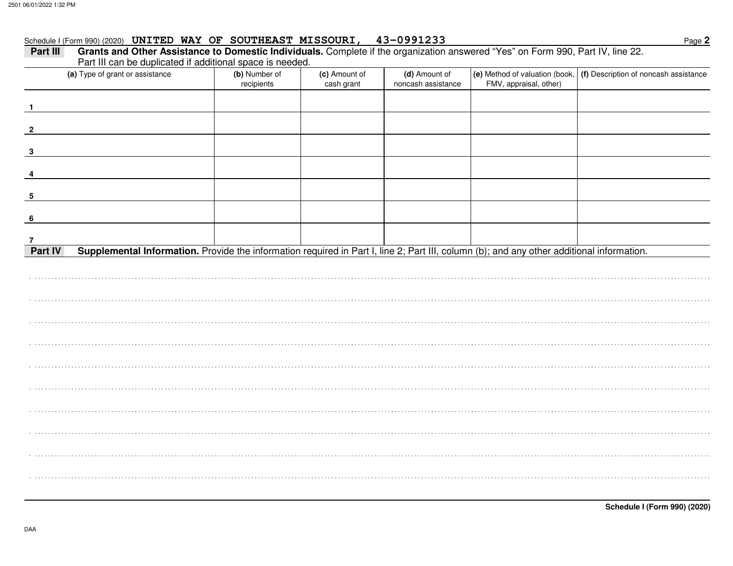Schedule I (Form 990) (2020) UNITED WAY OF SOUTHEAST MISSOURI, 43-0991233

**Part III** **Grants and Other Assistance to Domestic Individuals.** Complete if the organization answered "Yes" on Form 990, Part IV, line 22.
Part III can be duplicated if additional space is needed.

| (a) Type of grant or assistance | (b) Number of recipients | (c) Amount of cash grant | (d) Amount of noncash assistance | (e) Method of valuation (book, FMV, appraisal, other) | (f) Description of noncash assistance |
|---|---|---|---|---|---|
| 1 | | | | | |
| 2 | | | | | |
| 3 | | | | | |
| 4 | | | | | |
| 5 | | | | | |
| 6 | | | | | |
| 7 | | | | | |

**Part IV** **Supplemental Information.** Provide the information required in Part I, line 2; Part III, column (b); and any other additional information.

**Schedule I (Form 990) (2020)**

DAA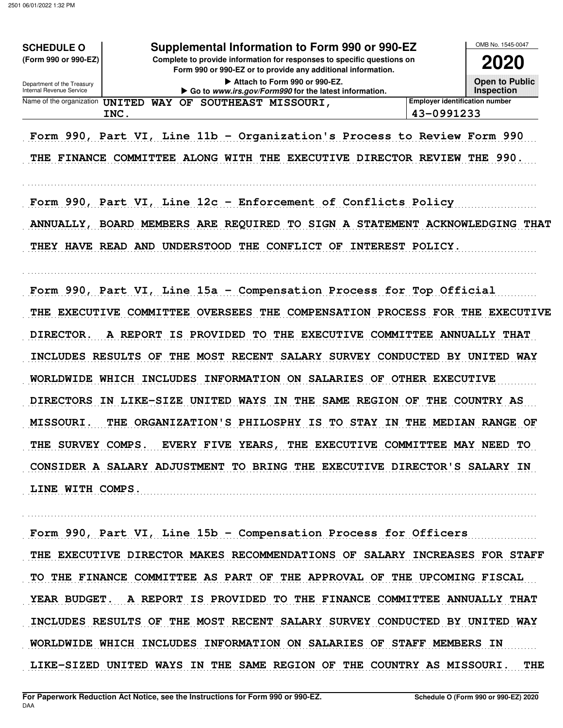**SCHEDULE O**
**(Form 990 or 990-EZ)**

Department of the Treasury
Internal Revenue Service

# Supplemental Information to Form 990 or 990-EZ

**Complete to provide information for responses to specific questions on Form 990 or 990-EZ or to provide any additional information.**

▶ Attach to Form 990 or 990-EZ.
▶ Go to *www.irs.gov/Form990* for the latest information.

OMB No. 1545-0047

**2020**

**Open to Public Inspection**

| Name of the organization | Employer identification number |
|---|---|
| UNITED WAY OF SOUTHEAST MISSOURI, INC. | 43-0991233 |

Form 990, Part VI, Line 11b - Organization's Process to Review Form 990

THE FINANCE COMMITTEE ALONG WITH THE EXECUTIVE DIRECTOR REVIEW THE 990.

Form 990, Part VI, Line 12c - Enforcement of Conflicts Policy

ANNUALLY, BOARD MEMBERS ARE REQUIRED TO SIGN A STATEMENT ACKNOWLEDGING THAT THEY HAVE READ AND UNDERSTOOD THE CONFLICT OF INTEREST POLICY.

Form 990, Part VI, Line 15a - Compensation Process for Top Official

THE EXECUTIVE COMMITTEE OVERSEES THE COMPENSATION PROCESS FOR THE EXECUTIVE DIRECTOR. A REPORT IS PROVIDED TO THE EXECUTIVE COMMITTEE ANNUALLY THAT INCLUDES RESULTS OF THE MOST RECENT SALARY SURVEY CONDUCTED BY UNITED WAY WORLDWIDE WHICH INCLUDES INFORMATION ON SALARIES OF OTHER EXECUTIVE DIRECTORS IN LIKE-SIZE UNITED WAYS IN THE SAME REGION OF THE COUNTRY AS MISSOURI. THE ORGANIZATION'S PHILOSPHY IS TO STAY IN THE MEDIAN RANGE OF THE SURVEY COMPS. EVERY FIVE YEARS, THE EXECUTIVE COMMITTEE MAY NEED TO CONSIDER A SALARY ADJUSTMENT TO BRING THE EXECUTIVE DIRECTOR'S SALARY IN LINE WITH COMPS.

Form 990, Part VI, Line 15b - Compensation Process for Officers

THE EXECUTIVE DIRECTOR MAKES RECOMMENDATIONS OF SALARY INCREASES FOR STAFF TO THE FINANCE COMMITTEE AS PART OF THE APPROVAL OF THE UPCOMING FISCAL YEAR BUDGET. A REPORT IS PROVIDED TO THE FINANCE COMMITTEE ANNUALLY THAT INCLUDES RESULTS OF THE MOST RECENT SALARY SURVEY CONDUCTED BY UNITED WAY WORLDWIDE WHICH INCLUDES INFORMATION ON SALARIES OF STAFF MEMBERS IN LIKE-SIZED UNITED WAYS IN THE SAME REGION OF THE COUNTRY AS MISSOURI. THE

**For Paperwork Reduction Act Notice, see the Instructions for Form 990 or 990-EZ.**
DAA
**Schedule O (Form 990 or 990-EZ) 2020**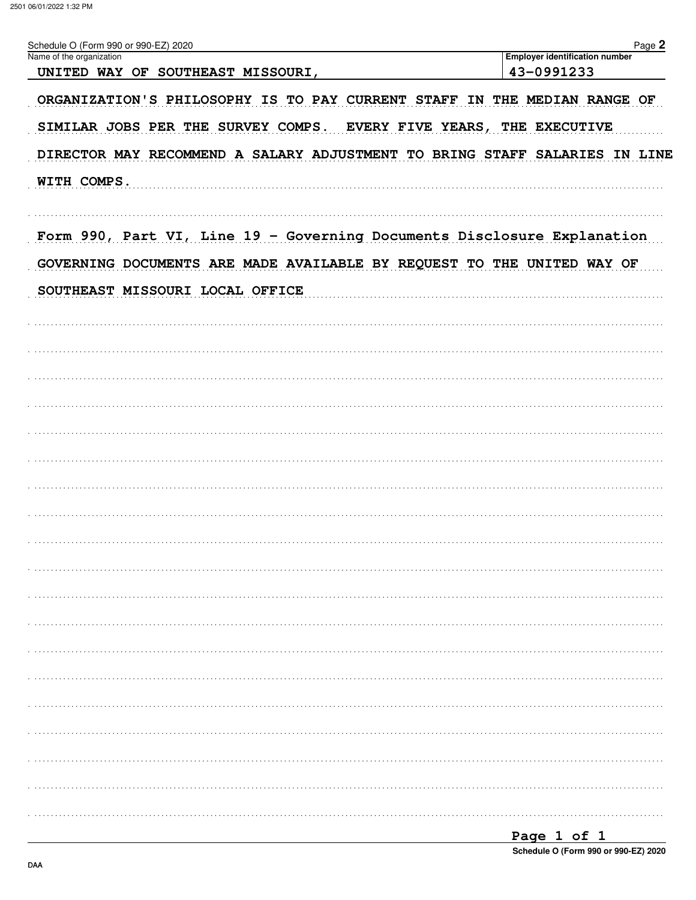Schedule O (Form 990 or 990-EZ) 2020

| Name of the organization | Employer identification number |
| --- | --- |
| UNITED WAY OF SOUTHEAST MISSOURI, | 43-0991233 |

ORGANIZATION'S PHILOSOPHY IS TO PAY CURRENT STAFF IN THE MEDIAN RANGE OF SIMILAR JOBS PER THE SURVEY COMPS. EVERY FIVE YEARS, THE EXECUTIVE DIRECTOR MAY RECOMMEND A SALARY ADJUSTMENT TO BRING STAFF SALARIES IN LINE WITH COMPS.

Form 990, Part VI, Line 19 - Governing Documents Disclosure Explanation

GOVERNING DOCUMENTS ARE MADE AVAILABLE BY REQUEST TO THE UNITED WAY OF SOUTHEAST MISSOURI LOCAL OFFICE

Schedule O (Form 990 or 990-EZ) 2020